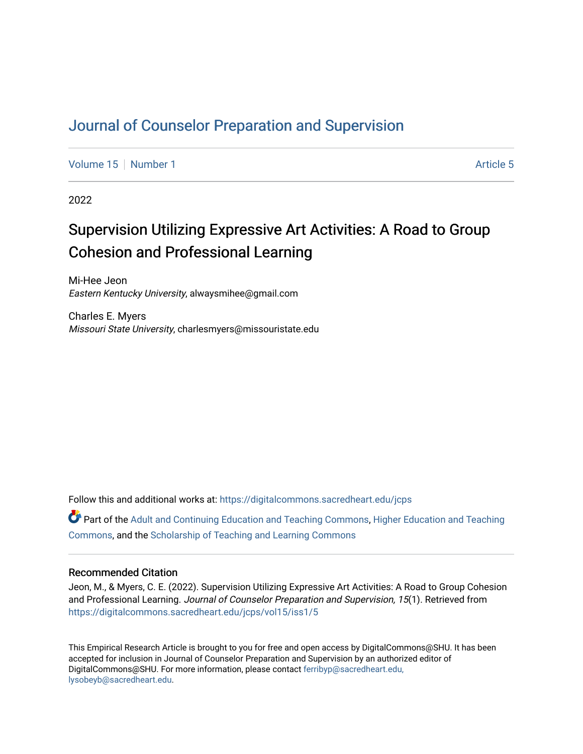# Journal of Counselor Preparation and Supervision

Volume 15 | Number 1 | Article 5

2022

## Supervision Utilizing Expressive Art Activities: A Road to Group Cohesion and Professional Learning

Mi-Hee Jeon
*Eastern Kentucky University*, alwaysmihee@gmail.com

Charles E. Myers
*Missouri State University*, charlesmyers@missouristate.edu

Follow this and additional works at: https://digitalcommons.sacredheart.edu/jcps

Part of the Adult and Continuing Education and Teaching Commons, Higher Education and Teaching Commons, and the Scholarship of Teaching and Learning Commons

### Recommended Citation

Jeon, M., & Myers, C. E. (2022). Supervision Utilizing Expressive Art Activities: A Road to Group Cohesion and Professional Learning. *Journal of Counselor Preparation and Supervision, 15*(1). Retrieved from https://digitalcommons.sacredheart.edu/jcps/vol15/iss1/5

This Empirical Research Article is brought to you for free and open access by DigitalCommons@SHU. It has been accepted for inclusion in Journal of Counselor Preparation and Supervision by an authorized editor of DigitalCommons@SHU. For more information, please contact ferribyp@sacredheart.edu, lysobeyb@sacredheart.edu.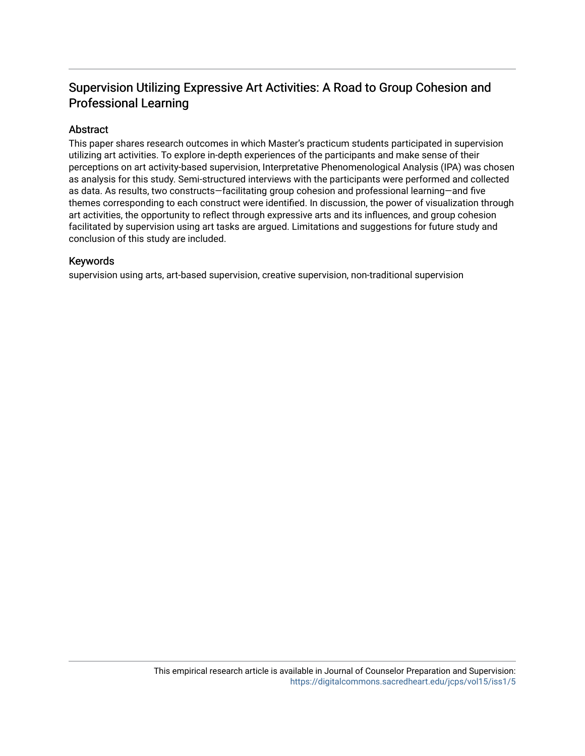# Supervision Utilizing Expressive Art Activities: A Road to Group Cohesion and Professional Learning

## Abstract

This paper shares research outcomes in which Master's practicum students participated in supervision utilizing art activities. To explore in-depth experiences of the participants and make sense of their perceptions on art activity-based supervision, Interpretative Phenomenological Analysis (IPA) was chosen as analysis for this study. Semi-structured interviews with the participants were performed and collected as data. As results, two constructs—facilitating group cohesion and professional learning—and five themes corresponding to each construct were identified. In discussion, the power of visualization through art activities, the opportunity to reflect through expressive arts and its influences, and group cohesion facilitated by supervision using art tasks are argued. Limitations and suggestions for future study and conclusion of this study are included.

## Keywords

supervision using arts, art-based supervision, creative supervision, non-traditional supervision

This empirical research article is available in Journal of Counselor Preparation and Supervision: https://digitalcommons.sacredheart.edu/jcps/vol15/iss1/5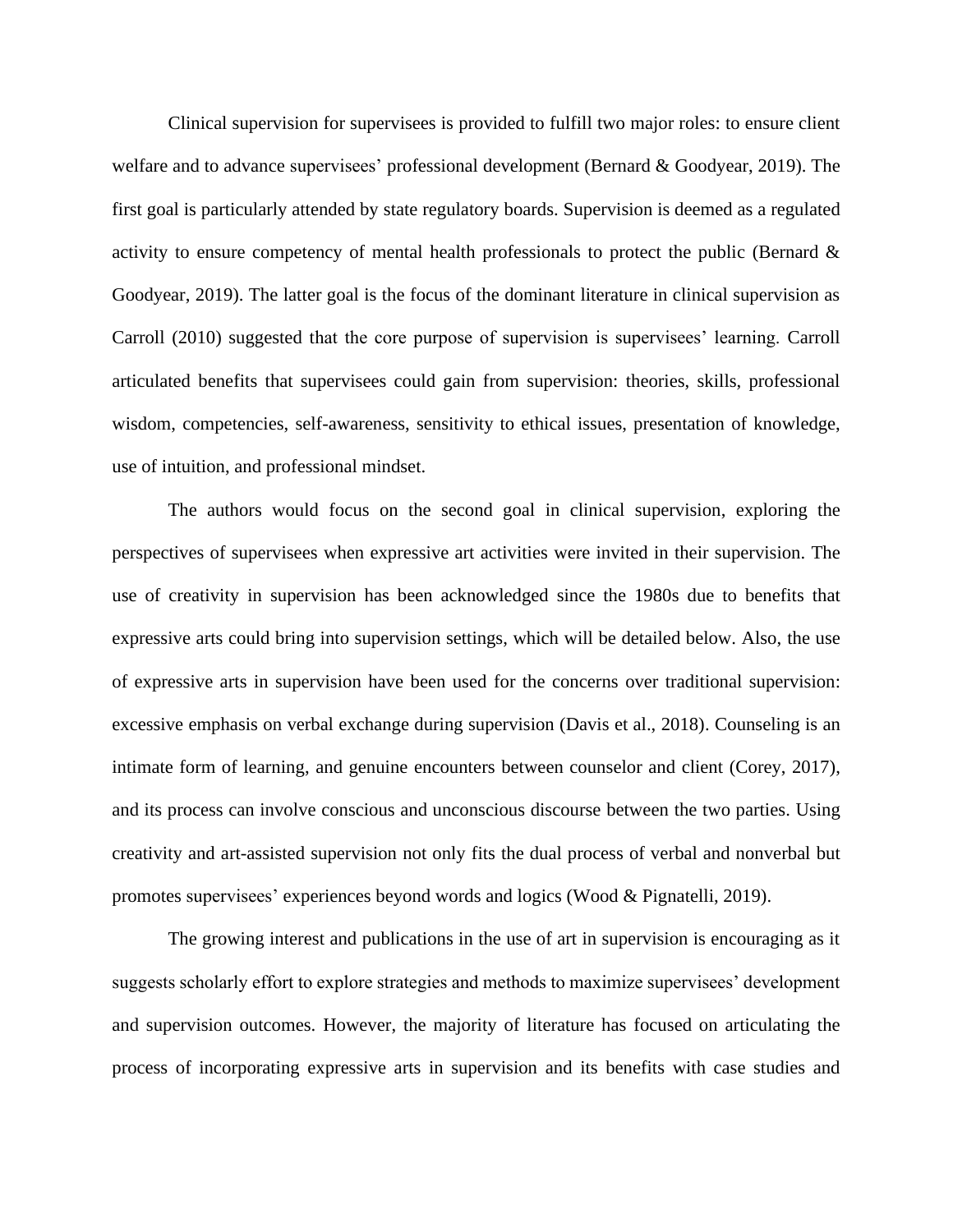Clinical supervision for supervisees is provided to fulfill two major roles: to ensure client welfare and to advance supervisees' professional development (Bernard & Goodyear, 2019). The first goal is particularly attended by state regulatory boards. Supervision is deemed as a regulated activity to ensure competency of mental health professionals to protect the public (Bernard & Goodyear, 2019). The latter goal is the focus of the dominant literature in clinical supervision as Carroll (2010) suggested that the core purpose of supervision is supervisees' learning. Carroll articulated benefits that supervisees could gain from supervision: theories, skills, professional wisdom, competencies, self-awareness, sensitivity to ethical issues, presentation of knowledge, use of intuition, and professional mindset.

The authors would focus on the second goal in clinical supervision, exploring the perspectives of supervisees when expressive art activities were invited in their supervision. The use of creativity in supervision has been acknowledged since the 1980s due to benefits that expressive arts could bring into supervision settings, which will be detailed below. Also, the use of expressive arts in supervision have been used for the concerns over traditional supervision: excessive emphasis on verbal exchange during supervision (Davis et al., 2018). Counseling is an intimate form of learning, and genuine encounters between counselor and client (Corey, 2017), and its process can involve conscious and unconscious discourse between the two parties. Using creativity and art-assisted supervision not only fits the dual process of verbal and nonverbal but promotes supervisees' experiences beyond words and logics (Wood & Pignatelli, 2019).

The growing interest and publications in the use of art in supervision is encouraging as it suggests scholarly effort to explore strategies and methods to maximize supervisees' development and supervision outcomes. However, the majority of literature has focused on articulating the process of incorporating expressive arts in supervision and its benefits with case studies and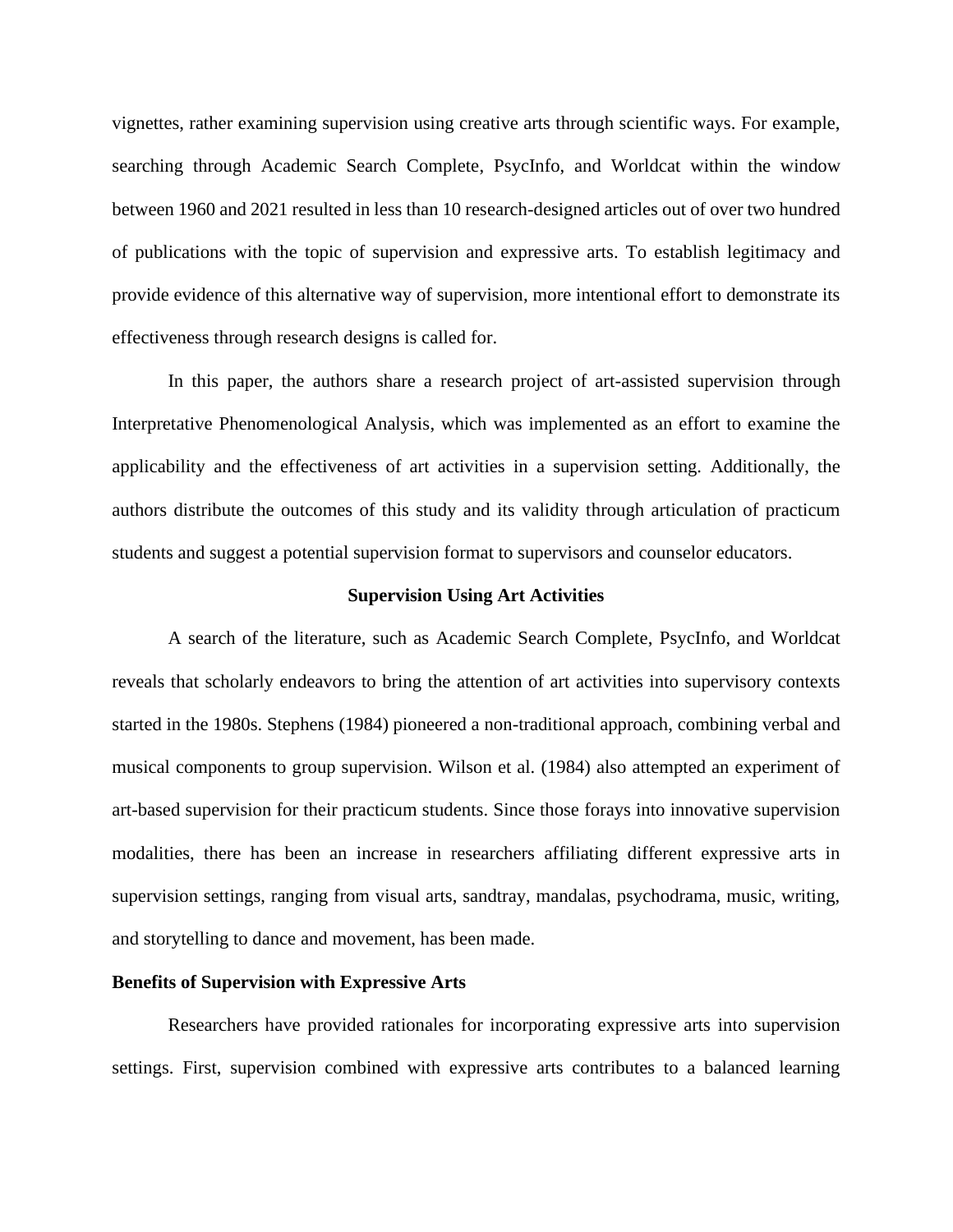vignettes, rather examining supervision using creative arts through scientific ways. For example, searching through Academic Search Complete, PsycInfo, and Worldcat within the window between 1960 and 2021 resulted in less than 10 research-designed articles out of over two hundred of publications with the topic of supervision and expressive arts. To establish legitimacy and provide evidence of this alternative way of supervision, more intentional effort to demonstrate its effectiveness through research designs is called for.

In this paper, the authors share a research project of art-assisted supervision through Interpretative Phenomenological Analysis, which was implemented as an effort to examine the applicability and the effectiveness of art activities in a supervision setting. Additionally, the authors distribute the outcomes of this study and its validity through articulation of practicum students and suggest a potential supervision format to supervisors and counselor educators.

## Supervision Using Art Activities

A search of the literature, such as Academic Search Complete, PsycInfo, and Worldcat reveals that scholarly endeavors to bring the attention of art activities into supervisory contexts started in the 1980s. Stephens (1984) pioneered a non-traditional approach, combining verbal and musical components to group supervision. Wilson et al. (1984) also attempted an experiment of art-based supervision for their practicum students. Since those forays into innovative supervision modalities, there has been an increase in researchers affiliating different expressive arts in supervision settings, ranging from visual arts, sandtray, mandalas, psychodrama, music, writing, and storytelling to dance and movement, has been made.

### Benefits of Supervision with Expressive Arts

Researchers have provided rationales for incorporating expressive arts into supervision settings. First, supervision combined with expressive arts contributes to a balanced learning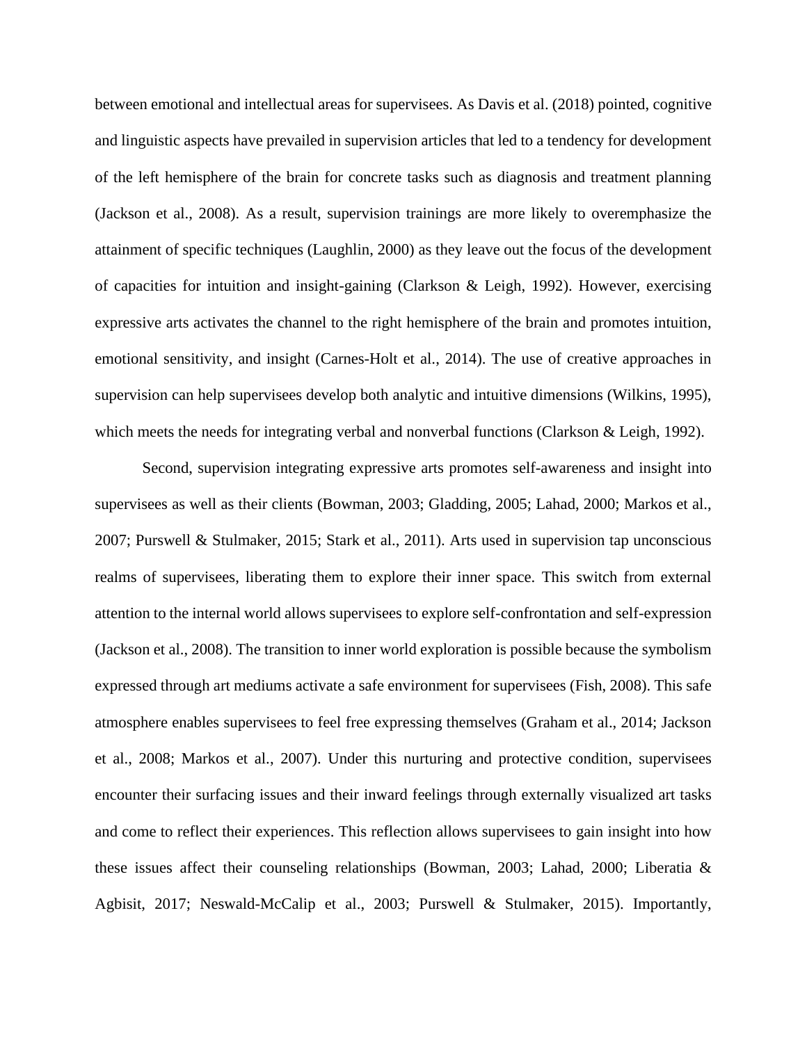between emotional and intellectual areas for supervisees. As Davis et al. (2018) pointed, cognitive and linguistic aspects have prevailed in supervision articles that led to a tendency for development of the left hemisphere of the brain for concrete tasks such as diagnosis and treatment planning (Jackson et al., 2008). As a result, supervision trainings are more likely to overemphasize the attainment of specific techniques (Laughlin, 2000) as they leave out the focus of the development of capacities for intuition and insight-gaining (Clarkson & Leigh, 1992). However, exercising expressive arts activates the channel to the right hemisphere of the brain and promotes intuition, emotional sensitivity, and insight (Carnes-Holt et al., 2014). The use of creative approaches in supervision can help supervisees develop both analytic and intuitive dimensions (Wilkins, 1995), which meets the needs for integrating verbal and nonverbal functions (Clarkson & Leigh, 1992).

Second, supervision integrating expressive arts promotes self-awareness and insight into supervisees as well as their clients (Bowman, 2003; Gladding, 2005; Lahad, 2000; Markos et al., 2007; Purswell & Stulmaker, 2015; Stark et al., 2011). Arts used in supervision tap unconscious realms of supervisees, liberating them to explore their inner space. This switch from external attention to the internal world allows supervisees to explore self-confrontation and self-expression (Jackson et al., 2008). The transition to inner world exploration is possible because the symbolism expressed through art mediums activate a safe environment for supervisees (Fish, 2008). This safe atmosphere enables supervisees to feel free expressing themselves (Graham et al., 2014; Jackson et al., 2008; Markos et al., 2007). Under this nurturing and protective condition, supervisees encounter their surfacing issues and their inward feelings through externally visualized art tasks and come to reflect their experiences. This reflection allows supervisees to gain insight into how these issues affect their counseling relationships (Bowman, 2003; Lahad, 2000; Liberatia & Agbisit, 2017; Neswald-McCalip et al., 2003; Purswell & Stulmaker, 2015). Importantly,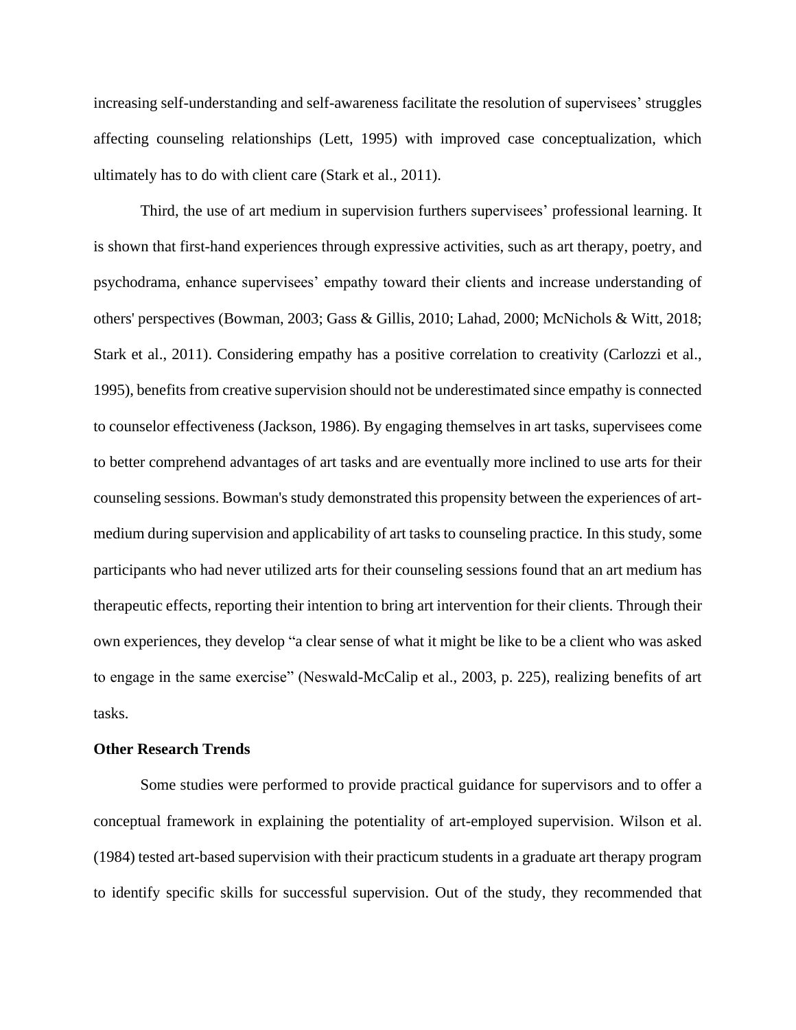increasing self-understanding and self-awareness facilitate the resolution of supervisees' struggles affecting counseling relationships (Lett, 1995) with improved case conceptualization, which ultimately has to do with client care (Stark et al., 2011).

Third, the use of art medium in supervision furthers supervisees' professional learning. It is shown that first-hand experiences through expressive activities, such as art therapy, poetry, and psychodrama, enhance supervisees' empathy toward their clients and increase understanding of others' perspectives (Bowman, 2003; Gass & Gillis, 2010; Lahad, 2000; McNichols & Witt, 2018; Stark et al., 2011). Considering empathy has a positive correlation to creativity (Carlozzi et al., 1995), benefits from creative supervision should not be underestimated since empathy is connected to counselor effectiveness (Jackson, 1986). By engaging themselves in art tasks, supervisees come to better comprehend advantages of art tasks and are eventually more inclined to use arts for their counseling sessions. Bowman's study demonstrated this propensity between the experiences of art-medium during supervision and applicability of art tasks to counseling practice. In this study, some participants who had never utilized arts for their counseling sessions found that an art medium has therapeutic effects, reporting their intention to bring art intervention for their clients. Through their own experiences, they develop "a clear sense of what it might be like to be a client who was asked to engage in the same exercise" (Neswald-McCalip et al., 2003, p. 225), realizing benefits of art tasks.

**Other Research Trends**

Some studies were performed to provide practical guidance for supervisors and to offer a conceptual framework in explaining the potentiality of art-employed supervision. Wilson et al. (1984) tested art-based supervision with their practicum students in a graduate art therapy program to identify specific skills for successful supervision. Out of the study, they recommended that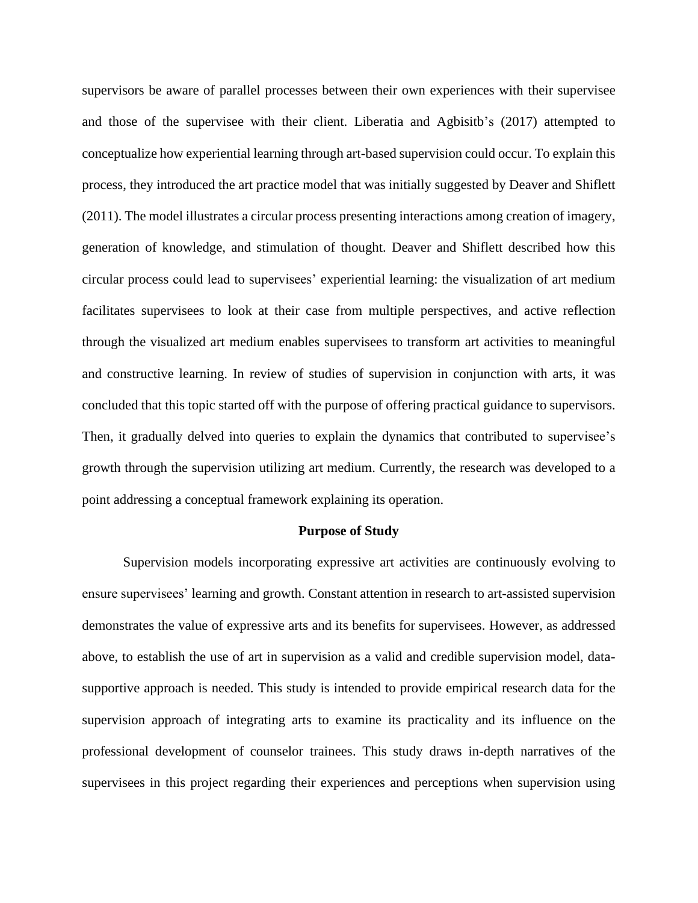supervisors be aware of parallel processes between their own experiences with their supervisee and those of the supervisee with their client. Liberatia and Agbisitb's (2017) attempted to conceptualize how experiential learning through art-based supervision could occur. To explain this process, they introduced the art practice model that was initially suggested by Deaver and Shiflett (2011). The model illustrates a circular process presenting interactions among creation of imagery, generation of knowledge, and stimulation of thought. Deaver and Shiflett described how this circular process could lead to supervisees' experiential learning: the visualization of art medium facilitates supervisees to look at their case from multiple perspectives, and active reflection through the visualized art medium enables supervisees to transform art activities to meaningful and constructive learning. In review of studies of supervision in conjunction with arts, it was concluded that this topic started off with the purpose of offering practical guidance to supervisors. Then, it gradually delved into queries to explain the dynamics that contributed to supervisee's growth through the supervision utilizing art medium. Currently, the research was developed to a point addressing a conceptual framework explaining its operation.

## Purpose of Study

Supervision models incorporating expressive art activities are continuously evolving to ensure supervisees' learning and growth. Constant attention in research to art-assisted supervision demonstrates the value of expressive arts and its benefits for supervisees. However, as addressed above, to establish the use of art in supervision as a valid and credible supervision model, data-supportive approach is needed. This study is intended to provide empirical research data for the supervision approach of integrating arts to examine its practicality and its influence on the professional development of counselor trainees. This study draws in-depth narratives of the supervisees in this project regarding their experiences and perceptions when supervision using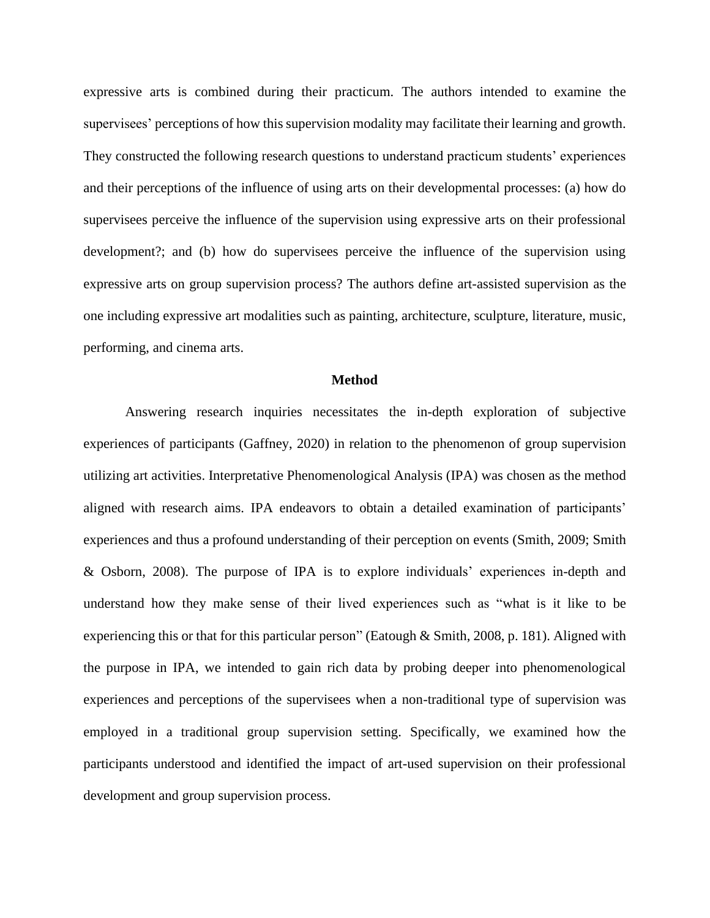expressive arts is combined during their practicum. The authors intended to examine the supervisees' perceptions of how this supervision modality may facilitate their learning and growth. They constructed the following research questions to understand practicum students' experiences and their perceptions of the influence of using arts on their developmental processes: (a) how do supervisees perceive the influence of the supervision using expressive arts on their professional development?; and (b) how do supervisees perceive the influence of the supervision using expressive arts on group supervision process? The authors define art-assisted supervision as the one including expressive art modalities such as painting, architecture, sculpture, literature, music, performing, and cinema arts.

## Method

Answering research inquiries necessitates the in-depth exploration of subjective experiences of participants (Gaffney, 2020) in relation to the phenomenon of group supervision utilizing art activities. Interpretative Phenomenological Analysis (IPA) was chosen as the method aligned with research aims. IPA endeavors to obtain a detailed examination of participants' experiences and thus a profound understanding of their perception on events (Smith, 2009; Smith & Osborn, 2008). The purpose of IPA is to explore individuals' experiences in-depth and understand how they make sense of their lived experiences such as "what is it like to be experiencing this or that for this particular person" (Eatough & Smith, 2008, p. 181). Aligned with the purpose in IPA, we intended to gain rich data by probing deeper into phenomenological experiences and perceptions of the supervisees when a non-traditional type of supervision was employed in a traditional group supervision setting. Specifically, we examined how the participants understood and identified the impact of art-used supervision on their professional development and group supervision process.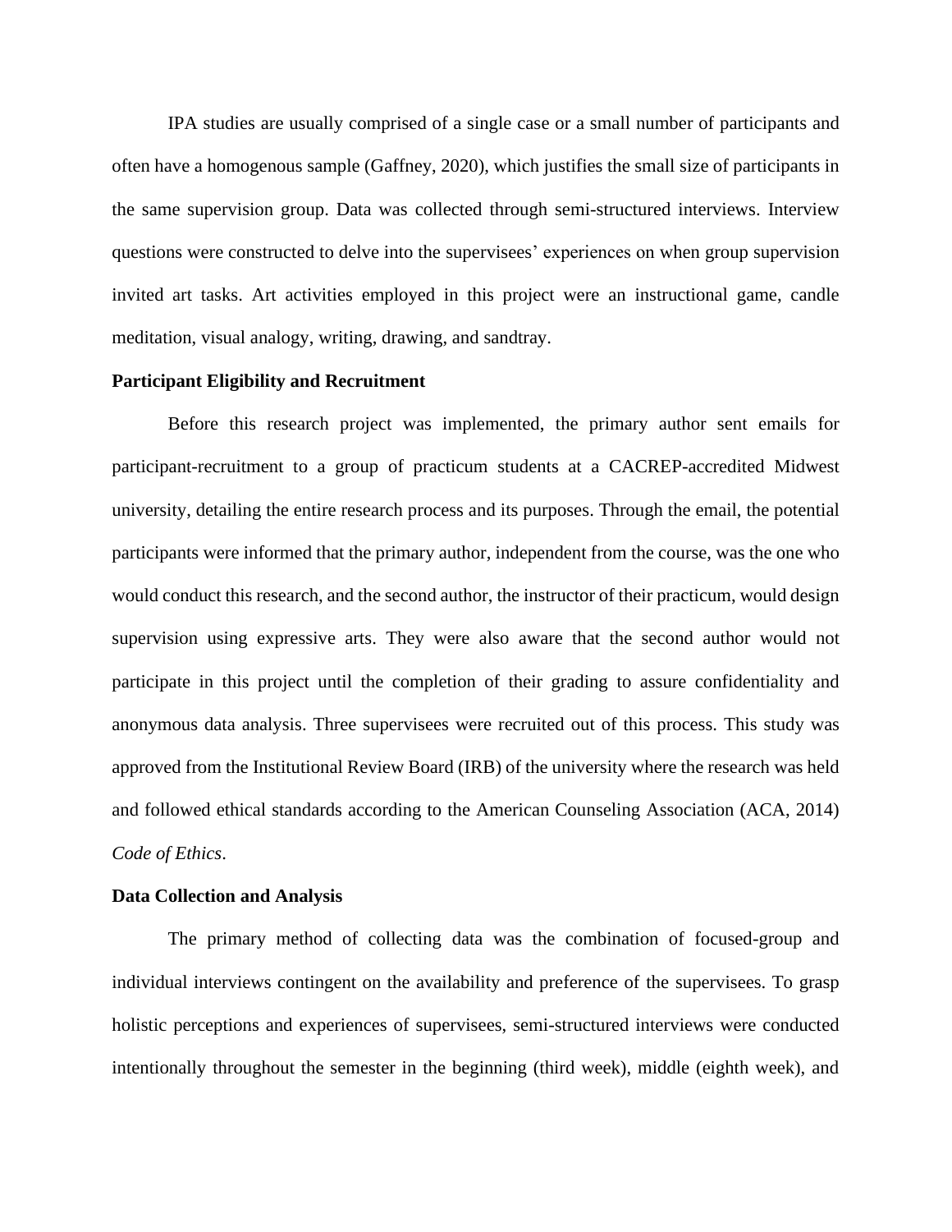IPA studies are usually comprised of a single case or a small number of participants and often have a homogenous sample (Gaffney, 2020), which justifies the small size of participants in the same supervision group. Data was collected through semi-structured interviews. Interview questions were constructed to delve into the supervisees' experiences on when group supervision invited art tasks. Art activities employed in this project were an instructional game, candle meditation, visual analogy, writing, drawing, and sandtray.

**Participant Eligibility and Recruitment**

Before this research project was implemented, the primary author sent emails for participant-recruitment to a group of practicum students at a CACREP-accredited Midwest university, detailing the entire research process and its purposes. Through the email, the potential participants were informed that the primary author, independent from the course, was the one who would conduct this research, and the second author, the instructor of their practicum, would design supervision using expressive arts. They were also aware that the second author would not participate in this project until the completion of their grading to assure confidentiality and anonymous data analysis. Three supervisees were recruited out of this process. This study was approved from the Institutional Review Board (IRB) of the university where the research was held and followed ethical standards according to the American Counseling Association (ACA, 2014) *Code of Ethics*.

**Data Collection and Analysis**

The primary method of collecting data was the combination of focused-group and individual interviews contingent on the availability and preference of the supervisees. To grasp holistic perceptions and experiences of supervisees, semi-structured interviews were conducted intentionally throughout the semester in the beginning (third week), middle (eighth week), and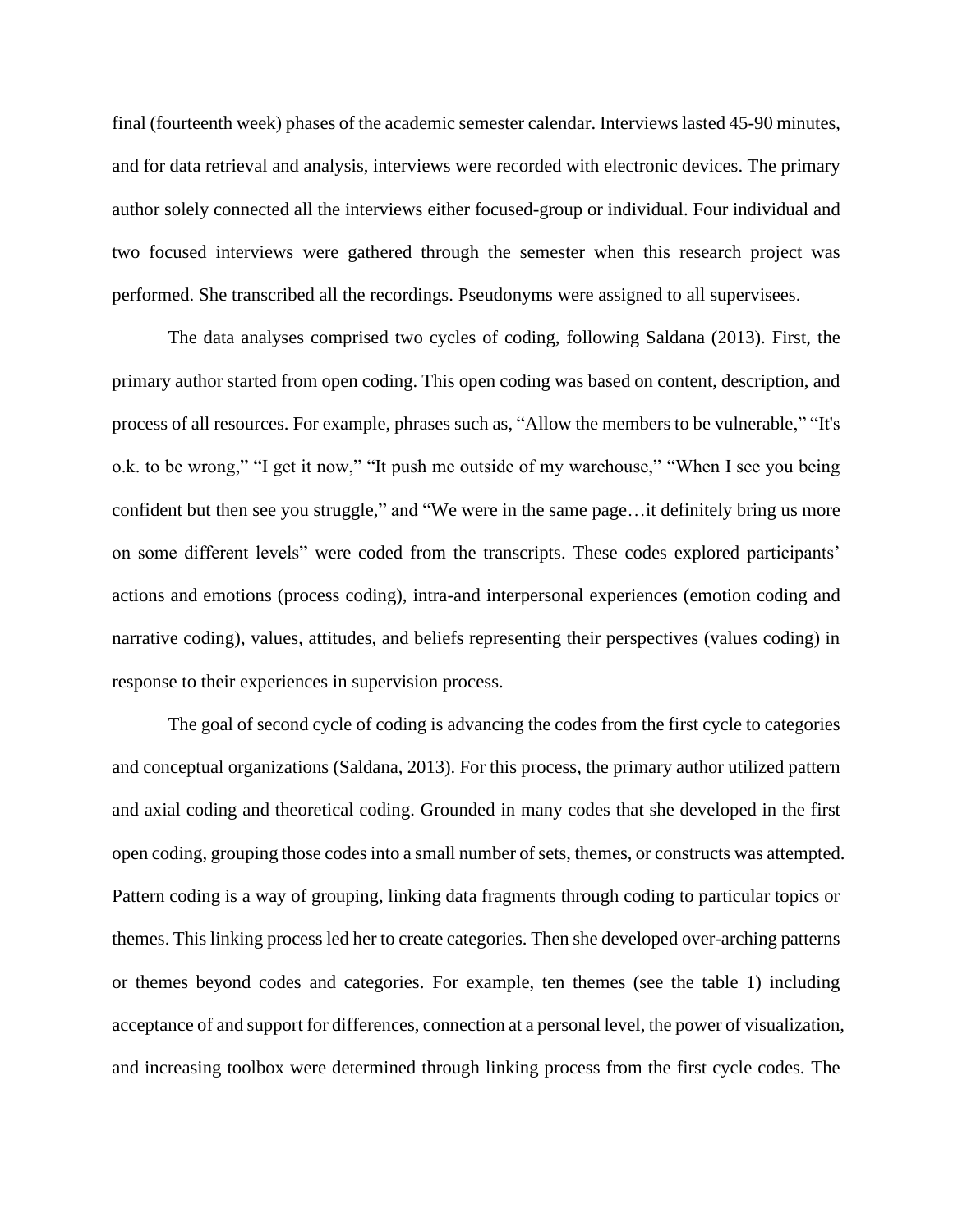final (fourteenth week) phases of the academic semester calendar. Interviews lasted 45-90 minutes, and for data retrieval and analysis, interviews were recorded with electronic devices. The primary author solely connected all the interviews either focused-group or individual. Four individual and two focused interviews were gathered through the semester when this research project was performed. She transcribed all the recordings. Pseudonyms were assigned to all supervisees.

The data analyses comprised two cycles of coding, following Saldana (2013). First, the primary author started from open coding. This open coding was based on content, description, and process of all resources. For example, phrases such as, "Allow the members to be vulnerable," "It's o.k. to be wrong," "I get it now," "It push me outside of my warehouse," "When I see you being confident but then see you struggle," and "We were in the same page…it definitely bring us more on some different levels" were coded from the transcripts. These codes explored participants' actions and emotions (process coding), intra-and interpersonal experiences (emotion coding and narrative coding), values, attitudes, and beliefs representing their perspectives (values coding) in response to their experiences in supervision process.

The goal of second cycle of coding is advancing the codes from the first cycle to categories and conceptual organizations (Saldana, 2013). For this process, the primary author utilized pattern and axial coding and theoretical coding. Grounded in many codes that she developed in the first open coding, grouping those codes into a small number of sets, themes, or constructs was attempted. Pattern coding is a way of grouping, linking data fragments through coding to particular topics or themes. This linking process led her to create categories. Then she developed over-arching patterns or themes beyond codes and categories. For example, ten themes (see the table 1) including acceptance of and support for differences, connection at a personal level, the power of visualization, and increasing toolbox were determined through linking process from the first cycle codes. The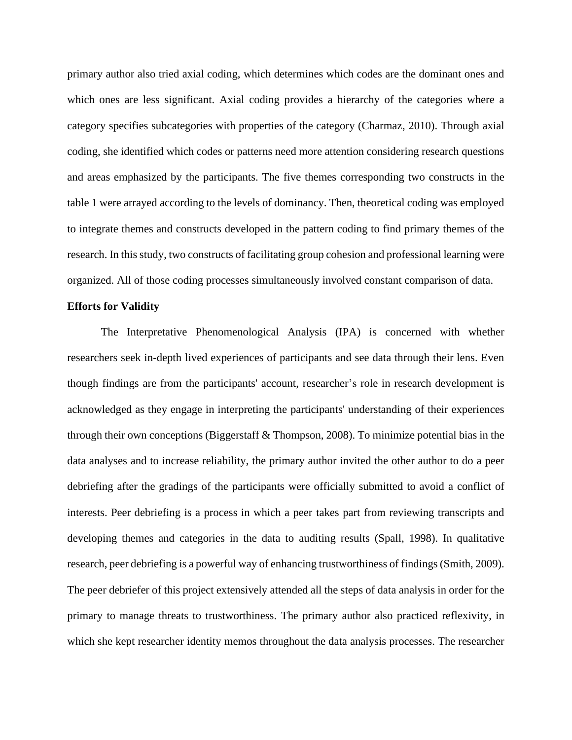primary author also tried axial coding, which determines which codes are the dominant ones and which ones are less significant. Axial coding provides a hierarchy of the categories where a category specifies subcategories with properties of the category (Charmaz, 2010). Through axial coding, she identified which codes or patterns need more attention considering research questions and areas emphasized by the participants. The five themes corresponding two constructs in the table 1 were arrayed according to the levels of dominancy. Then, theoretical coding was employed to integrate themes and constructs developed in the pattern coding to find primary themes of the research. In this study, two constructs of facilitating group cohesion and professional learning were organized. All of those coding processes simultaneously involved constant comparison of data.

**Efforts for Validity**

The Interpretative Phenomenological Analysis (IPA) is concerned with whether researchers seek in-depth lived experiences of participants and see data through their lens. Even though findings are from the participants' account, researcher's role in research development is acknowledged as they engage in interpreting the participants' understanding of their experiences through their own conceptions (Biggerstaff & Thompson, 2008). To minimize potential bias in the data analyses and to increase reliability, the primary author invited the other author to do a peer debriefing after the gradings of the participants were officially submitted to avoid a conflict of interests. Peer debriefing is a process in which a peer takes part from reviewing transcripts and developing themes and categories in the data to auditing results (Spall, 1998). In qualitative research, peer debriefing is a powerful way of enhancing trustworthiness of findings (Smith, 2009). The peer debriefer of this project extensively attended all the steps of data analysis in order for the primary to manage threats to trustworthiness. The primary author also practiced reflexivity, in which she kept researcher identity memos throughout the data analysis processes. The researcher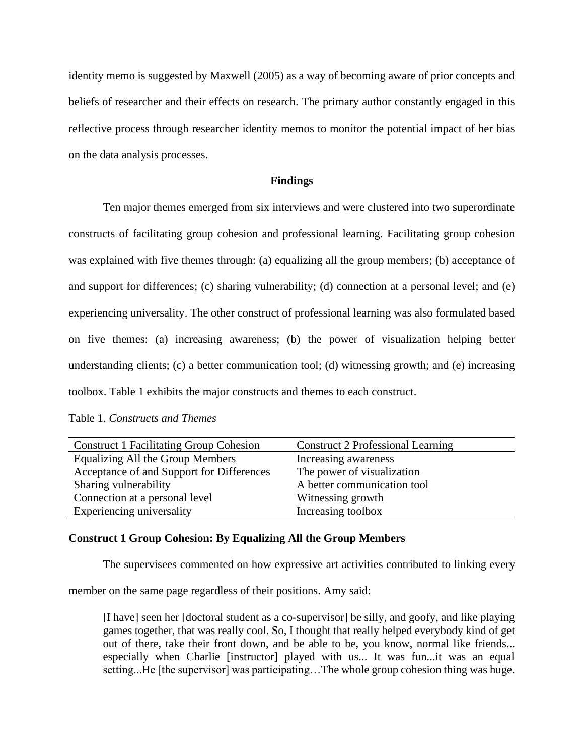identity memo is suggested by Maxwell (2005) as a way of becoming aware of prior concepts and beliefs of researcher and their effects on research. The primary author constantly engaged in this reflective process through researcher identity memos to monitor the potential impact of her bias on the data analysis processes.

## Findings

Ten major themes emerged from six interviews and were clustered into two superordinate constructs of facilitating group cohesion and professional learning. Facilitating group cohesion was explained with five themes through: (a) equalizing all the group members; (b) acceptance of and support for differences; (c) sharing vulnerability; (d) connection at a personal level; and (e) experiencing universality. The other construct of professional learning was also formulated based on five themes: (a) increasing awareness; (b) the power of visualization helping better understanding clients; (c) a better communication tool; (d) witnessing growth; and (e) increasing toolbox. Table 1 exhibits the major constructs and themes to each construct.

Table 1. *Constructs and Themes*

| Construct 1 Facilitating Group Cohesion | Construct 2 Professional Learning |
|---|---|
| Equalizing All the Group Members | Increasing awareness |
| Acceptance of and Support for Differences | The power of visualization |
| Sharing vulnerability | A better communication tool |
| Connection at a personal level | Witnessing growth |
| Experiencing universality | Increasing toolbox |

### Construct 1 Group Cohesion: By Equalizing All the Group Members

The supervisees commented on how expressive art activities contributed to linking every member on the same page regardless of their positions. Amy said:

> [I have] seen her [doctoral student as a co-supervisor] be silly, and goofy, and like playing games together, that was really cool. So, I thought that really helped everybody kind of get out of there, take their front down, and be able to be, you know, normal like friends... especially when Charlie [instructor] played with us... It was fun...it was an equal setting...He [the supervisor] was participating…The whole group cohesion thing was huge.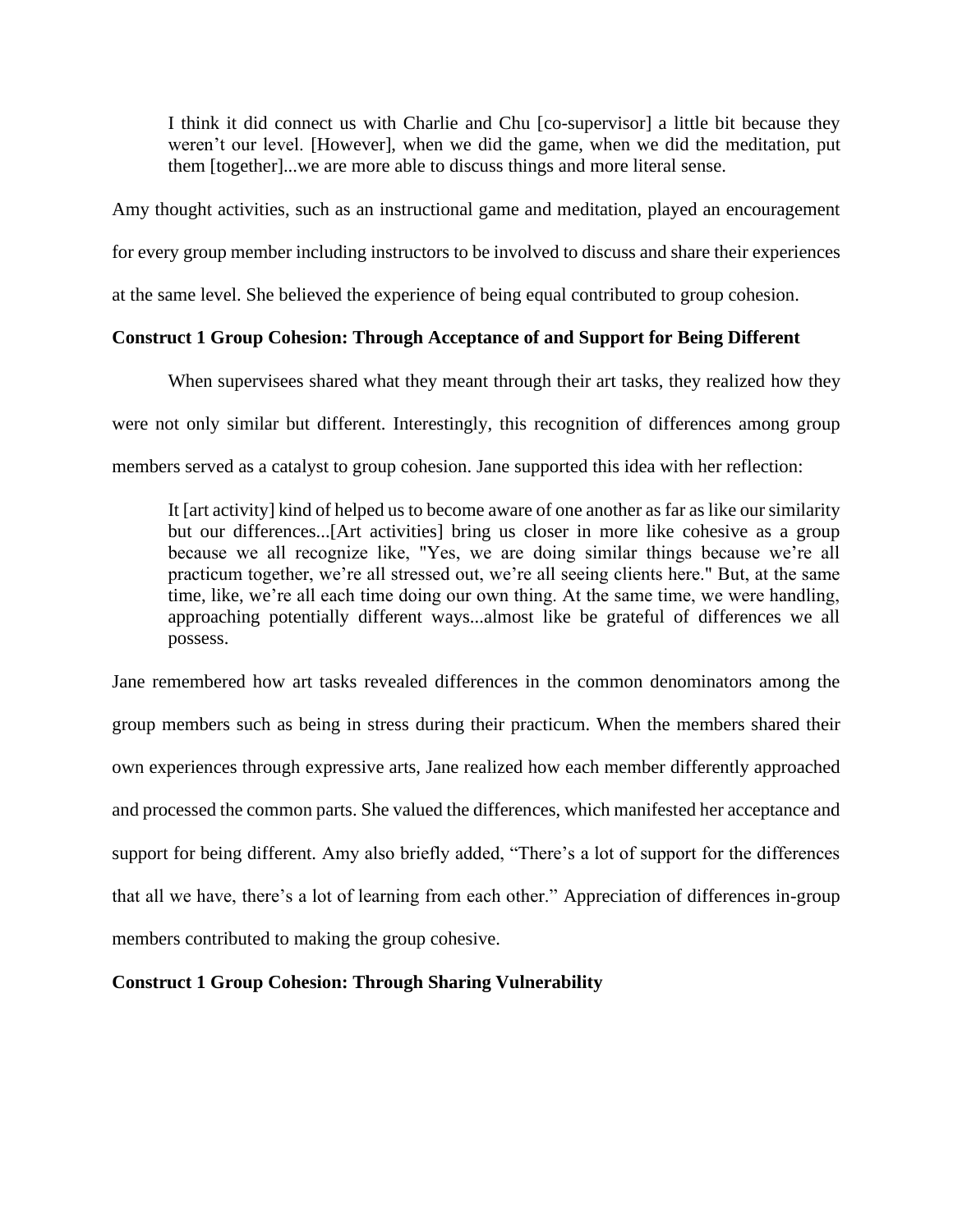> I think it did connect us with Charlie and Chu [co-supervisor] a little bit because they weren't our level. [However], when we did the game, when we did the meditation, put them [together]...we are more able to discuss things and more literal sense.

Amy thought activities, such as an instructional game and meditation, played an encouragement for every group member including instructors to be involved to discuss and share their experiences at the same level. She believed the experience of being equal contributed to group cohesion.

**Construct 1 Group Cohesion: Through Acceptance of and Support for Being Different**

When supervisees shared what they meant through their art tasks, they realized how they were not only similar but different. Interestingly, this recognition of differences among group members served as a catalyst to group cohesion. Jane supported this idea with her reflection:

> It [art activity] kind of helped us to become aware of one another as far as like our similarity but our differences...[Art activities] bring us closer in more like cohesive as a group because we all recognize like, "Yes, we are doing similar things because we're all practicum together, we're all stressed out, we're all seeing clients here." But, at the same time, like, we're all each time doing our own thing. At the same time, we were handling, approaching potentially different ways...almost like be grateful of differences we all possess.

Jane remembered how art tasks revealed differences in the common denominators among the group members such as being in stress during their practicum. When the members shared their own experiences through expressive arts, Jane realized how each member differently approached and processed the common parts. She valued the differences, which manifested her acceptance and support for being different. Amy also briefly added, "There's a lot of support for the differences that all we have, there's a lot of learning from each other." Appreciation of differences in-group members contributed to making the group cohesive.

**Construct 1 Group Cohesion: Through Sharing Vulnerability**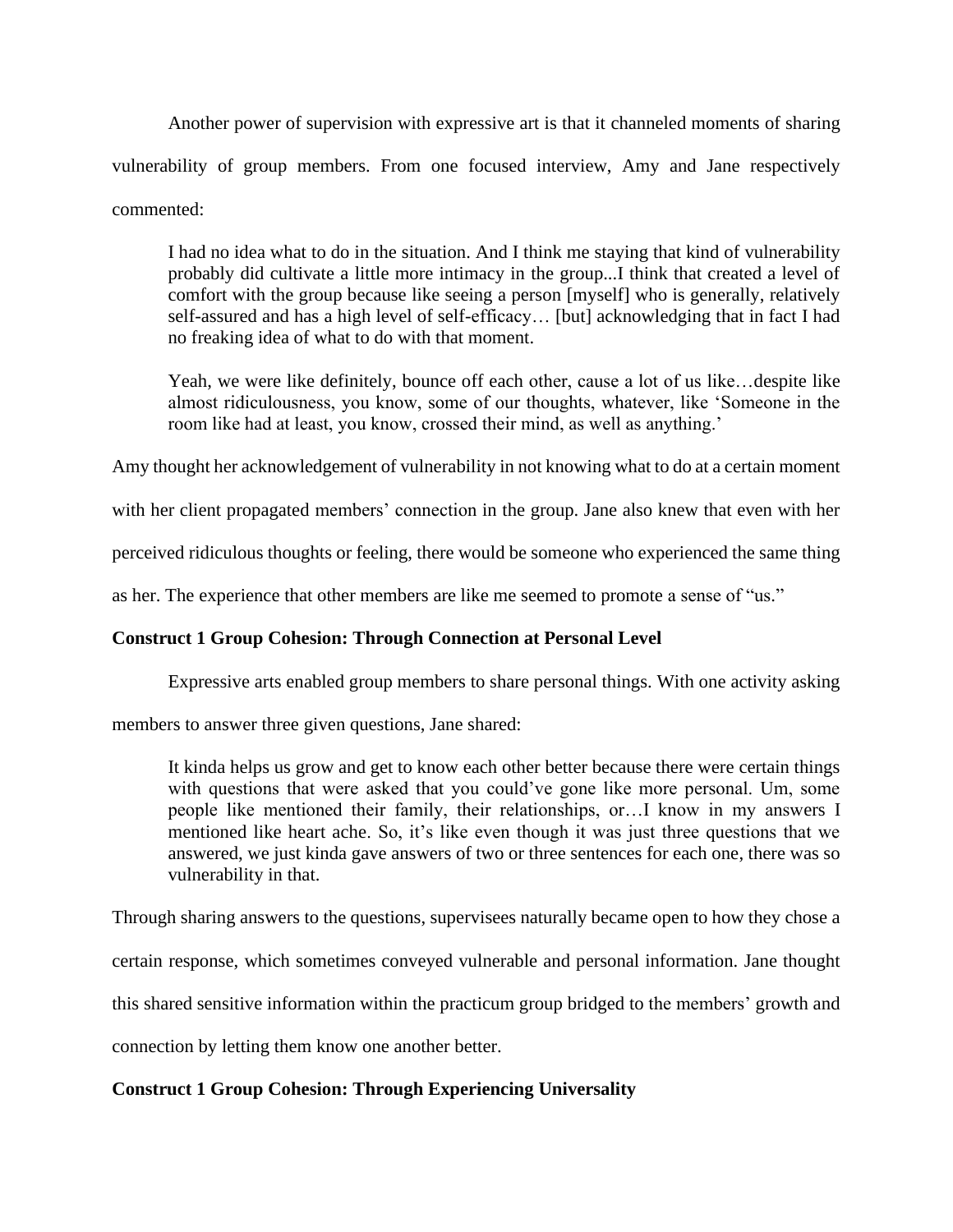Another power of supervision with expressive art is that it channeled moments of sharing vulnerability of group members. From one focused interview, Amy and Jane respectively commented:

> I had no idea what to do in the situation. And I think me staying that kind of vulnerability probably did cultivate a little more intimacy in the group...I think that created a level of comfort with the group because like seeing a person [myself] who is generally, relatively self-assured and has a high level of self-efficacy… [but] acknowledging that in fact I had no freaking idea of what to do with that moment.

> Yeah, we were like definitely, bounce off each other, cause a lot of us like…despite like almost ridiculousness, you know, some of our thoughts, whatever, like 'Someone in the room like had at least, you know, crossed their mind, as well as anything.'

Amy thought her acknowledgement of vulnerability in not knowing what to do at a certain moment with her client propagated members' connection in the group. Jane also knew that even with her perceived ridiculous thoughts or feeling, there would be someone who experienced the same thing as her. The experience that other members are like me seemed to promote a sense of "us."

**Construct 1 Group Cohesion: Through Connection at Personal Level**

Expressive arts enabled group members to share personal things. With one activity asking members to answer three given questions, Jane shared:

> It kinda helps us grow and get to know each other better because there were certain things with questions that were asked that you could've gone like more personal. Um, some people like mentioned their family, their relationships, or…I know in my answers I mentioned like heart ache. So, it's like even though it was just three questions that we answered, we just kinda gave answers of two or three sentences for each one, there was so vulnerability in that.

Through sharing answers to the questions, supervisees naturally became open to how they chose a certain response, which sometimes conveyed vulnerable and personal information. Jane thought this shared sensitive information within the practicum group bridged to the members' growth and connection by letting them know one another better.

**Construct 1 Group Cohesion: Through Experiencing Universality**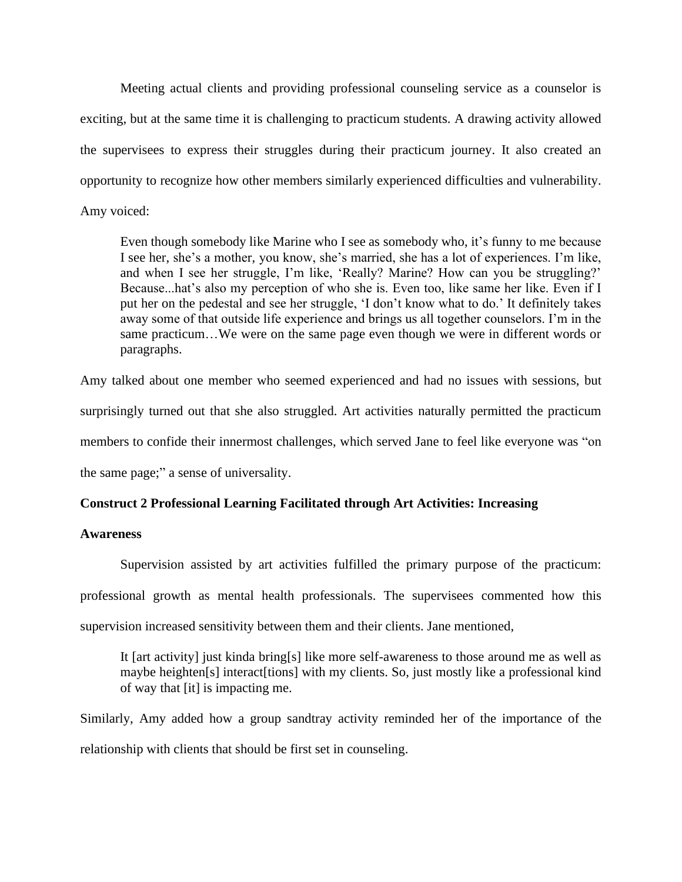Meeting actual clients and providing professional counseling service as a counselor is exciting, but at the same time it is challenging to practicum students. A drawing activity allowed the supervisees to express their struggles during their practicum journey. It also created an opportunity to recognize how other members similarly experienced difficulties and vulnerability. Amy voiced:

> Even though somebody like Marine who I see as somebody who, it's funny to me because I see her, she's a mother, you know, she's married, she has a lot of experiences. I'm like, and when I see her struggle, I'm like, 'Really? Marine? How can you be struggling?' Because...hat's also my perception of who she is. Even too, like same her like. Even if I put her on the pedestal and see her struggle, 'I don't know what to do.' It definitely takes away some of that outside life experience and brings us all together counselors. I'm in the same practicum…We were on the same page even though we were in different words or paragraphs.

Amy talked about one member who seemed experienced and had no issues with sessions, but surprisingly turned out that she also struggled. Art activities naturally permitted the practicum members to confide their innermost challenges, which served Jane to feel like everyone was "on the same page;" a sense of universality.

**Construct 2 Professional Learning Facilitated through Art Activities: Increasing Awareness**

Supervision assisted by art activities fulfilled the primary purpose of the practicum: professional growth as mental health professionals. The supervisees commented how this supervision increased sensitivity between them and their clients. Jane mentioned,

> It [art activity] just kinda bring[s] like more self-awareness to those around me as well as maybe heighten[s] interact[tions] with my clients. So, just mostly like a professional kind of way that [it] is impacting me.

Similarly, Amy added how a group sandtray activity reminded her of the importance of the relationship with clients that should be first set in counseling.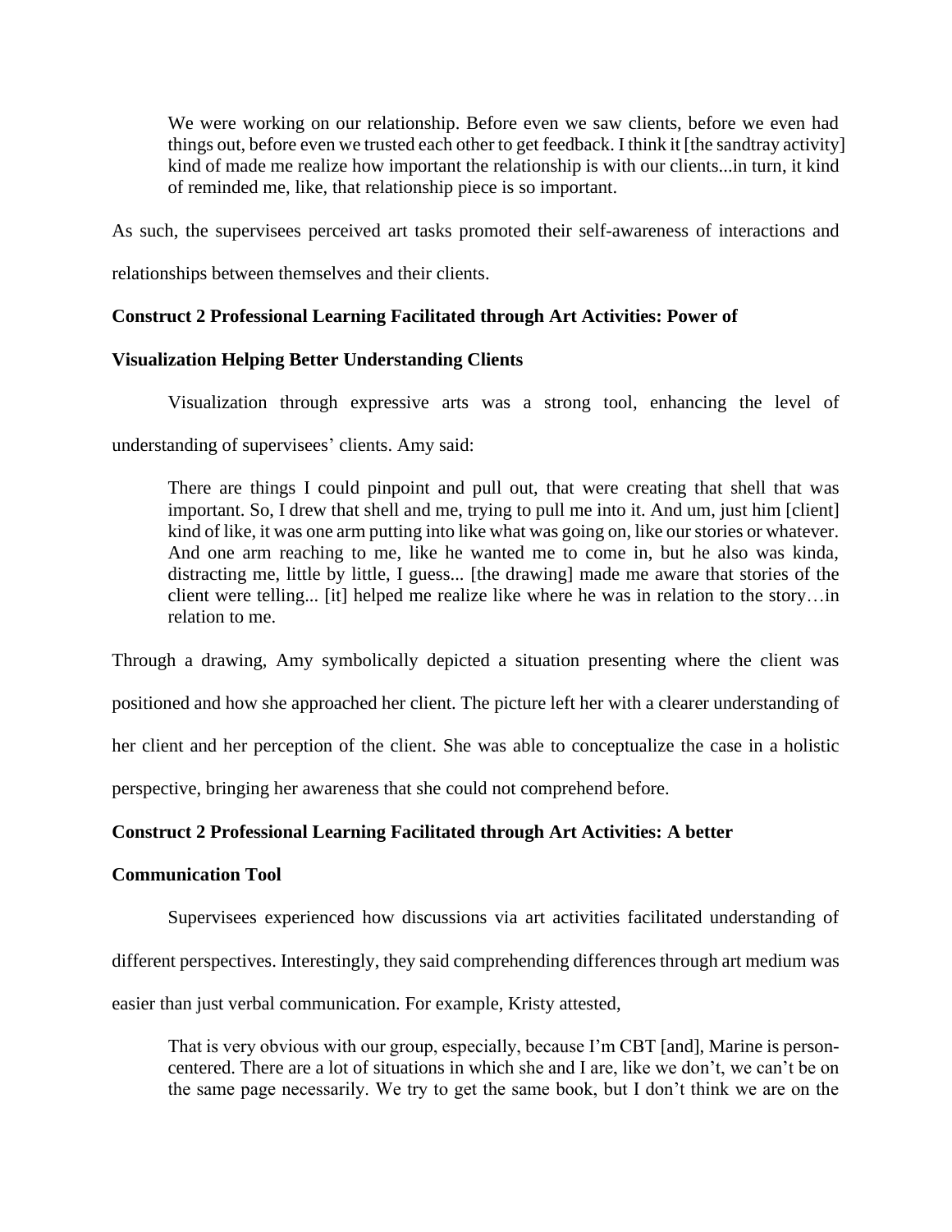> We were working on our relationship. Before even we saw clients, before we even had things out, before even we trusted each other to get feedback. I think it [the sandtray activity] kind of made me realize how important the relationship is with our clients...in turn, it kind of reminded me, like, that relationship piece is so important.

As such, the supervisees perceived art tasks promoted their self-awareness of interactions and relationships between themselves and their clients.

**Construct 2 Professional Learning Facilitated through Art Activities: Power of Visualization Helping Better Understanding Clients**

Visualization through expressive arts was a strong tool, enhancing the level of understanding of supervisees' clients. Amy said:

> There are things I could pinpoint and pull out, that were creating that shell that was important. So, I drew that shell and me, trying to pull me into it. And um, just him [client] kind of like, it was one arm putting into like what was going on, like our stories or whatever. And one arm reaching to me, like he wanted me to come in, but he also was kinda, distracting me, little by little, I guess... [the drawing] made me aware that stories of the client were telling... [it] helped me realize like where he was in relation to the story…in relation to me.

Through a drawing, Amy symbolically depicted a situation presenting where the client was positioned and how she approached her client. The picture left her with a clearer understanding of her client and her perception of the client. She was able to conceptualize the case in a holistic perspective, bringing her awareness that she could not comprehend before.

**Construct 2 Professional Learning Facilitated through Art Activities: A better Communication Tool**

Supervisees experienced how discussions via art activities facilitated understanding of different perspectives. Interestingly, they said comprehending differences through art medium was easier than just verbal communication. For example, Kristy attested,

> That is very obvious with our group, especially, because I'm CBT [and], Marine is person-centered. There are a lot of situations in which she and I are, like we don't, we can't be on the same page necessarily. We try to get the same book, but I don't think we are on the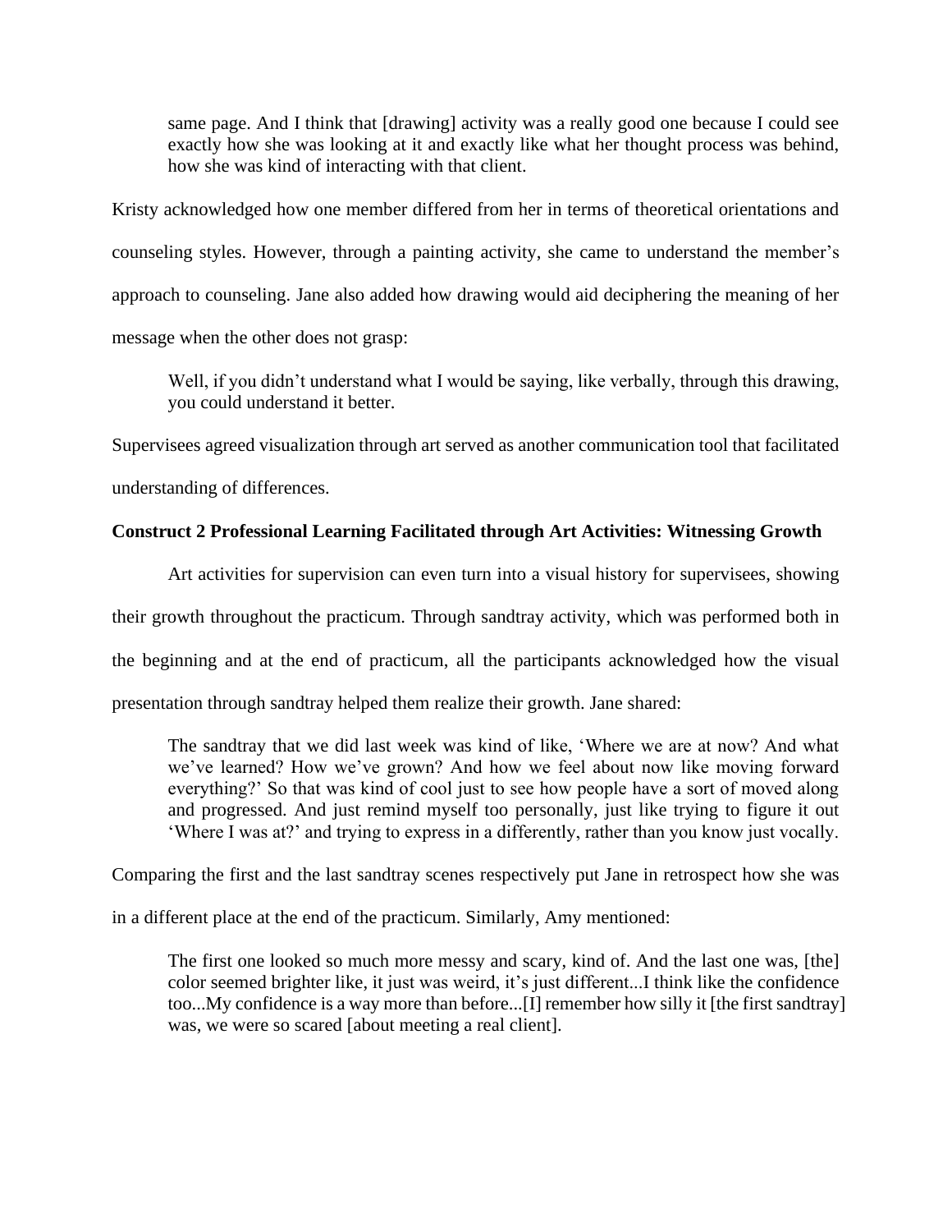> same page. And I think that [drawing] activity was a really good one because I could see exactly how she was looking at it and exactly like what her thought process was behind, how she was kind of interacting with that client.

Kristy acknowledged how one member differed from her in terms of theoretical orientations and counseling styles. However, through a painting activity, she came to understand the member's approach to counseling. Jane also added how drawing would aid deciphering the meaning of her message when the other does not grasp:

> Well, if you didn't understand what I would be saying, like verbally, through this drawing, you could understand it better.

Supervisees agreed visualization through art served as another communication tool that facilitated understanding of differences.

**Construct 2 Professional Learning Facilitated through Art Activities: Witnessing Growth**

Art activities for supervision can even turn into a visual history for supervisees, showing their growth throughout the practicum. Through sandtray activity, which was performed both in the beginning and at the end of practicum, all the participants acknowledged how the visual presentation through sandtray helped them realize their growth. Jane shared:

> The sandtray that we did last week was kind of like, 'Where we are at now? And what we've learned? How we've grown? And how we feel about now like moving forward everything?' So that was kind of cool just to see how people have a sort of moved along and progressed. And just remind myself too personally, just like trying to figure it out 'Where I was at?' and trying to express in a differently, rather than you know just vocally.

Comparing the first and the last sandtray scenes respectively put Jane in retrospect how she was in a different place at the end of the practicum. Similarly, Amy mentioned:

> The first one looked so much more messy and scary, kind of. And the last one was, [the] color seemed brighter like, it just was weird, it's just different...I think like the confidence too...My confidence is a way more than before...[I] remember how silly it [the first sandtray] was, we were so scared [about meeting a real client].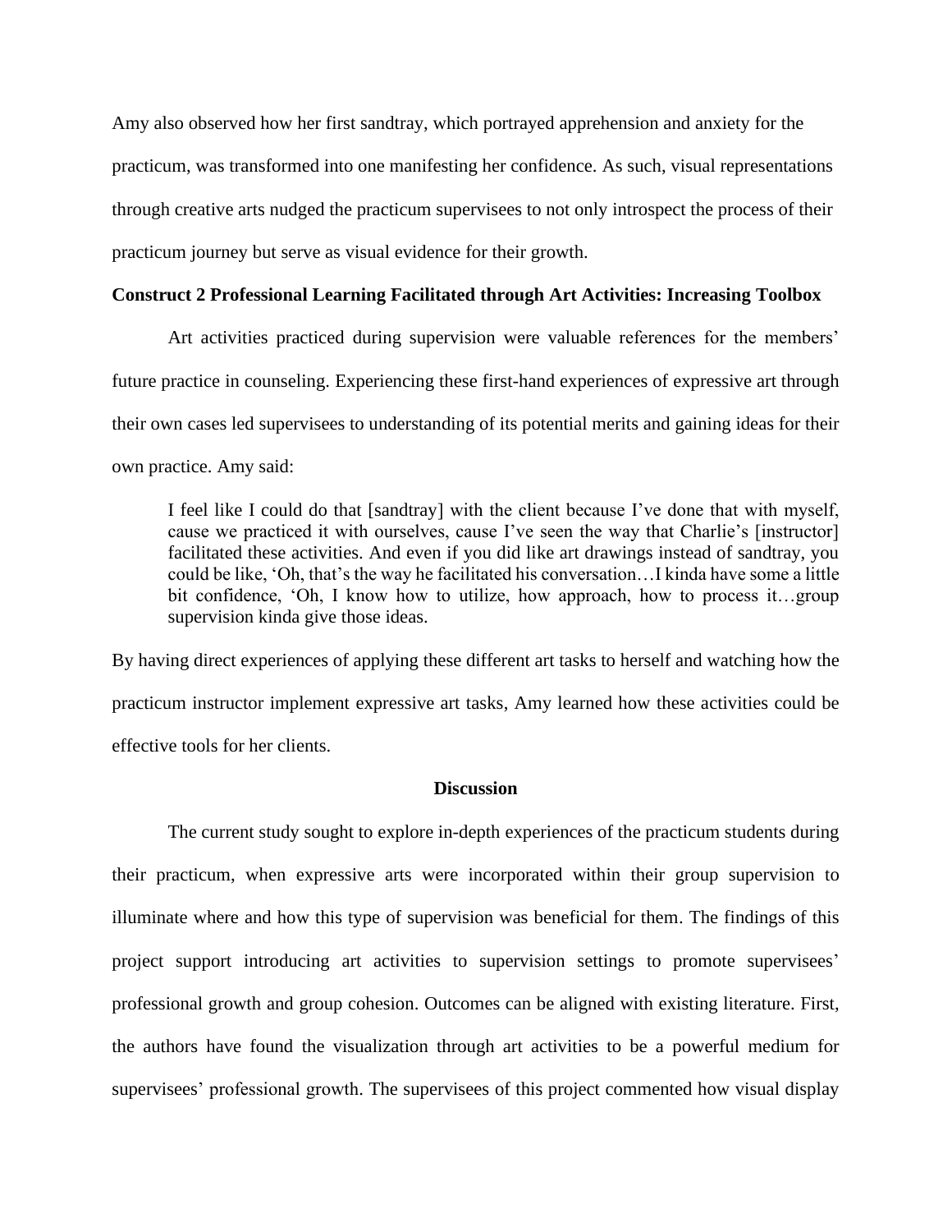Amy also observed how her first sandtray, which portrayed apprehension and anxiety for the practicum, was transformed into one manifesting her confidence. As such, visual representations through creative arts nudged the practicum supervisees to not only introspect the process of their practicum journey but serve as visual evidence for their growth.

**Construct 2 Professional Learning Facilitated through Art Activities: Increasing Toolbox**

Art activities practiced during supervision were valuable references for the members' future practice in counseling. Experiencing these first-hand experiences of expressive art through their own cases led supervisees to understanding of its potential merits and gaining ideas for their own practice. Amy said:

> I feel like I could do that [sandtray] with the client because I've done that with myself, cause we practiced it with ourselves, cause I've seen the way that Charlie's [instructor] facilitated these activities. And even if you did like art drawings instead of sandtray, you could be like, 'Oh, that's the way he facilitated his conversation…I kinda have some a little bit confidence, 'Oh, I know how to utilize, how approach, how to process it…group supervision kinda give those ideas.

By having direct experiences of applying these different art tasks to herself and watching how the practicum instructor implement expressive art tasks, Amy learned how these activities could be effective tools for her clients.

## Discussion

The current study sought to explore in-depth experiences of the practicum students during their practicum, when expressive arts were incorporated within their group supervision to illuminate where and how this type of supervision was beneficial for them. The findings of this project support introducing art activities to supervision settings to promote supervisees' professional growth and group cohesion. Outcomes can be aligned with existing literature. First, the authors have found the visualization through art activities to be a powerful medium for supervisees' professional growth. The supervisees of this project commented how visual display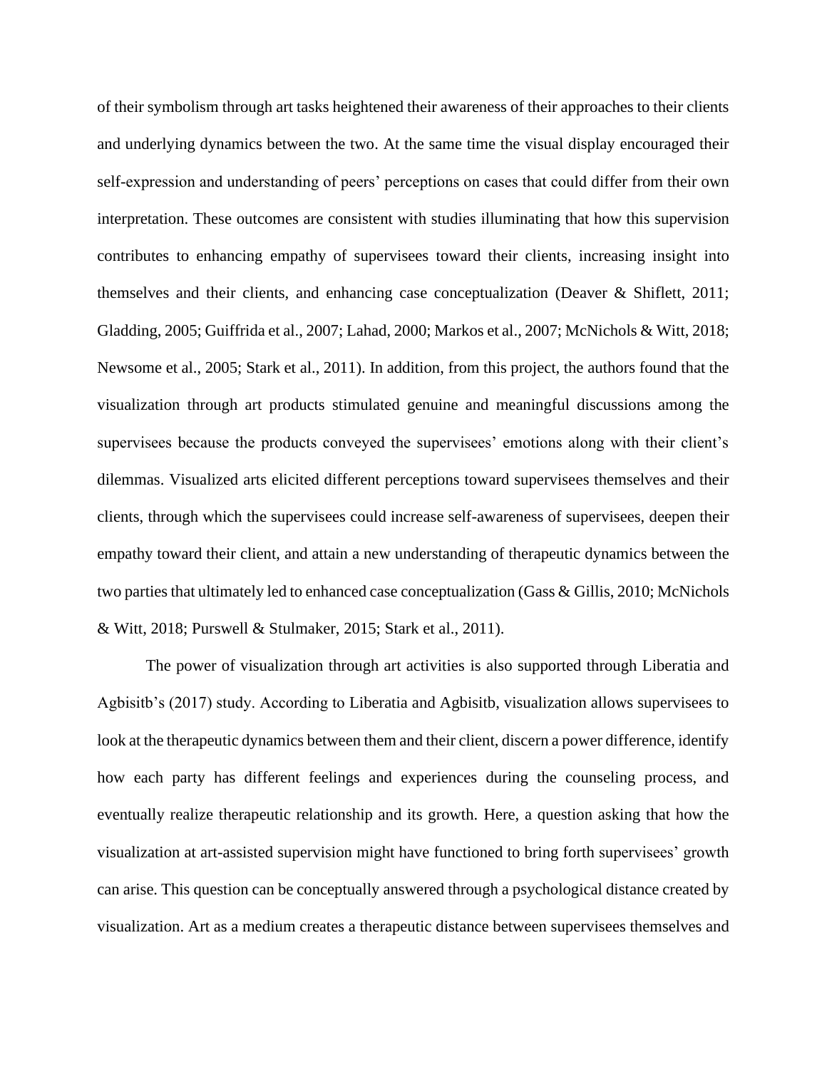of their symbolism through art tasks heightened their awareness of their approaches to their clients and underlying dynamics between the two. At the same time the visual display encouraged their self-expression and understanding of peers' perceptions on cases that could differ from their own interpretation. These outcomes are consistent with studies illuminating that how this supervision contributes to enhancing empathy of supervisees toward their clients, increasing insight into themselves and their clients, and enhancing case conceptualization (Deaver & Shiflett, 2011; Gladding, 2005; Guiffrida et al., 2007; Lahad, 2000; Markos et al., 2007; McNichols & Witt, 2018; Newsome et al., 2005; Stark et al., 2011). In addition, from this project, the authors found that the visualization through art products stimulated genuine and meaningful discussions among the supervisees because the products conveyed the supervisees' emotions along with their client's dilemmas. Visualized arts elicited different perceptions toward supervisees themselves and their clients, through which the supervisees could increase self-awareness of supervisees, deepen their empathy toward their client, and attain a new understanding of therapeutic dynamics between the two parties that ultimately led to enhanced case conceptualization (Gass & Gillis, 2010; McNichols & Witt, 2018; Purswell & Stulmaker, 2015; Stark et al., 2011).

The power of visualization through art activities is also supported through Liberatia and Agbisitb's (2017) study. According to Liberatia and Agbisitb, visualization allows supervisees to look at the therapeutic dynamics between them and their client, discern a power difference, identify how each party has different feelings and experiences during the counseling process, and eventually realize therapeutic relationship and its growth. Here, a question asking that how the visualization at art-assisted supervision might have functioned to bring forth supervisees' growth can arise. This question can be conceptually answered through a psychological distance created by visualization. Art as a medium creates a therapeutic distance between supervisees themselves and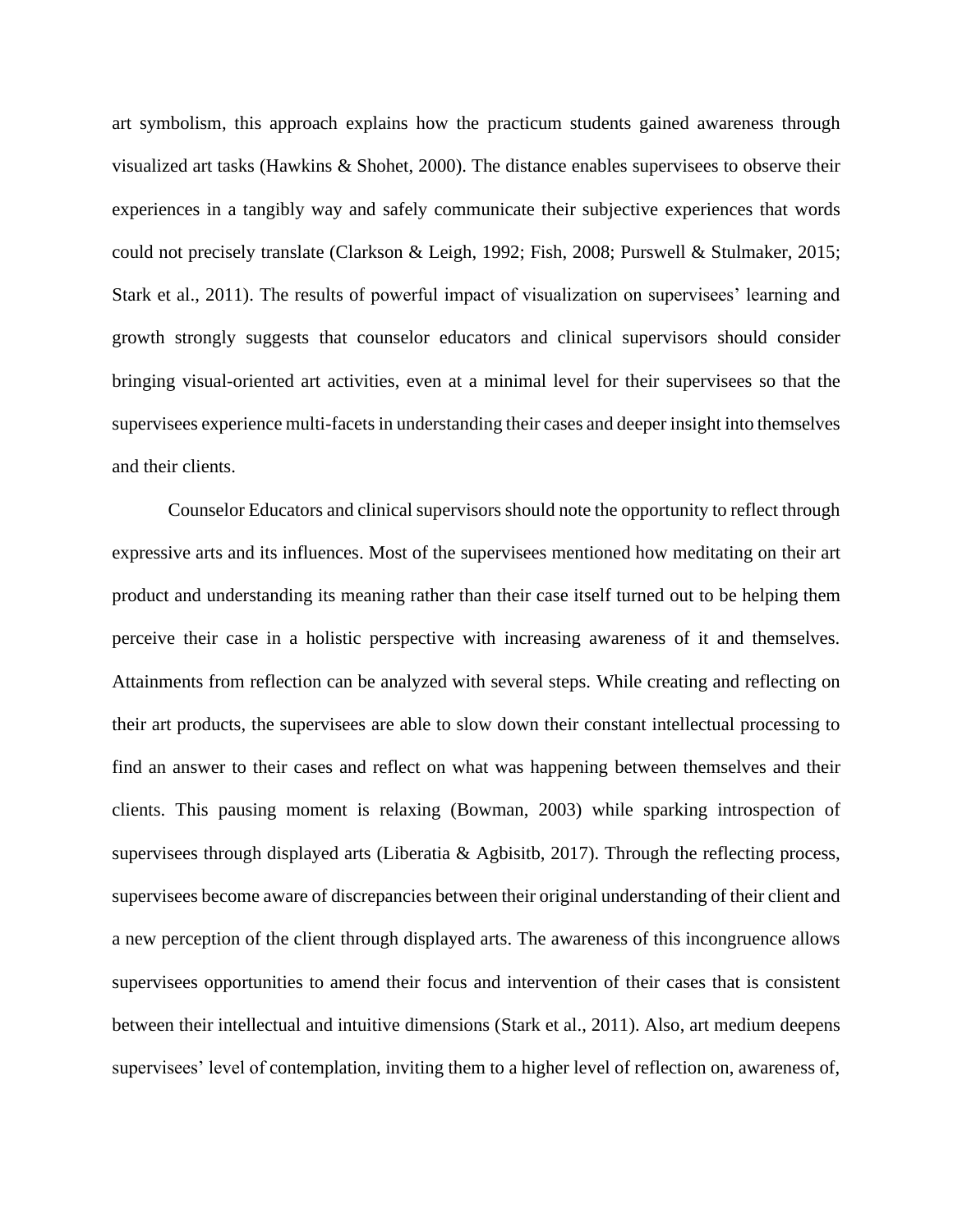art symbolism, this approach explains how the practicum students gained awareness through visualized art tasks (Hawkins & Shohet, 2000). The distance enables supervisees to observe their experiences in a tangibly way and safely communicate their subjective experiences that words could not precisely translate (Clarkson & Leigh, 1992; Fish, 2008; Purswell & Stulmaker, 2015; Stark et al., 2011). The results of powerful impact of visualization on supervisees' learning and growth strongly suggests that counselor educators and clinical supervisors should consider bringing visual-oriented art activities, even at a minimal level for their supervisees so that the supervisees experience multi-facets in understanding their cases and deeper insight into themselves and their clients.

Counselor Educators and clinical supervisors should note the opportunity to reflect through expressive arts and its influences. Most of the supervisees mentioned how meditating on their art product and understanding its meaning rather than their case itself turned out to be helping them perceive their case in a holistic perspective with increasing awareness of it and themselves. Attainments from reflection can be analyzed with several steps. While creating and reflecting on their art products, the supervisees are able to slow down their constant intellectual processing to find an answer to their cases and reflect on what was happening between themselves and their clients. This pausing moment is relaxing (Bowman, 2003) while sparking introspection of supervisees through displayed arts (Liberatia & Agbisitb, 2017). Through the reflecting process, supervisees become aware of discrepancies between their original understanding of their client and a new perception of the client through displayed arts. The awareness of this incongruence allows supervisees opportunities to amend their focus and intervention of their cases that is consistent between their intellectual and intuitive dimensions (Stark et al., 2011). Also, art medium deepens supervisees' level of contemplation, inviting them to a higher level of reflection on, awareness of,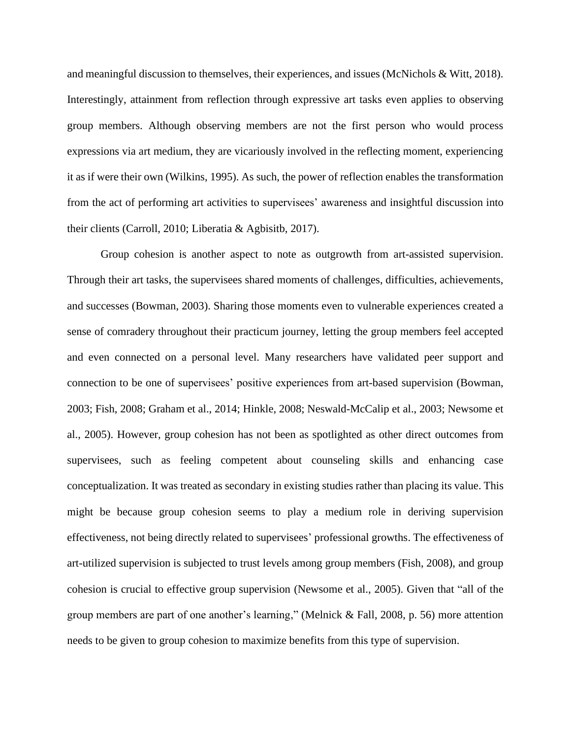and meaningful discussion to themselves, their experiences, and issues (McNichols & Witt, 2018). Interestingly, attainment from reflection through expressive art tasks even applies to observing group members. Although observing members are not the first person who would process expressions via art medium, they are vicariously involved in the reflecting moment, experiencing it as if were their own (Wilkins, 1995). As such, the power of reflection enables the transformation from the act of performing art activities to supervisees' awareness and insightful discussion into their clients (Carroll, 2010; Liberatia & Agbisitb, 2017).

Group cohesion is another aspect to note as outgrowth from art-assisted supervision. Through their art tasks, the supervisees shared moments of challenges, difficulties, achievements, and successes (Bowman, 2003). Sharing those moments even to vulnerable experiences created a sense of comradery throughout their practicum journey, letting the group members feel accepted and even connected on a personal level. Many researchers have validated peer support and connection to be one of supervisees' positive experiences from art-based supervision (Bowman, 2003; Fish, 2008; Graham et al., 2014; Hinkle, 2008; Neswald-McCalip et al., 2003; Newsome et al., 2005). However, group cohesion has not been as spotlighted as other direct outcomes from supervisees, such as feeling competent about counseling skills and enhancing case conceptualization. It was treated as secondary in existing studies rather than placing its value. This might be because group cohesion seems to play a medium role in deriving supervision effectiveness, not being directly related to supervisees' professional growths. The effectiveness of art-utilized supervision is subjected to trust levels among group members (Fish, 2008), and group cohesion is crucial to effective group supervision (Newsome et al., 2005). Given that "all of the group members are part of one another's learning," (Melnick & Fall, 2008, p. 56) more attention needs to be given to group cohesion to maximize benefits from this type of supervision.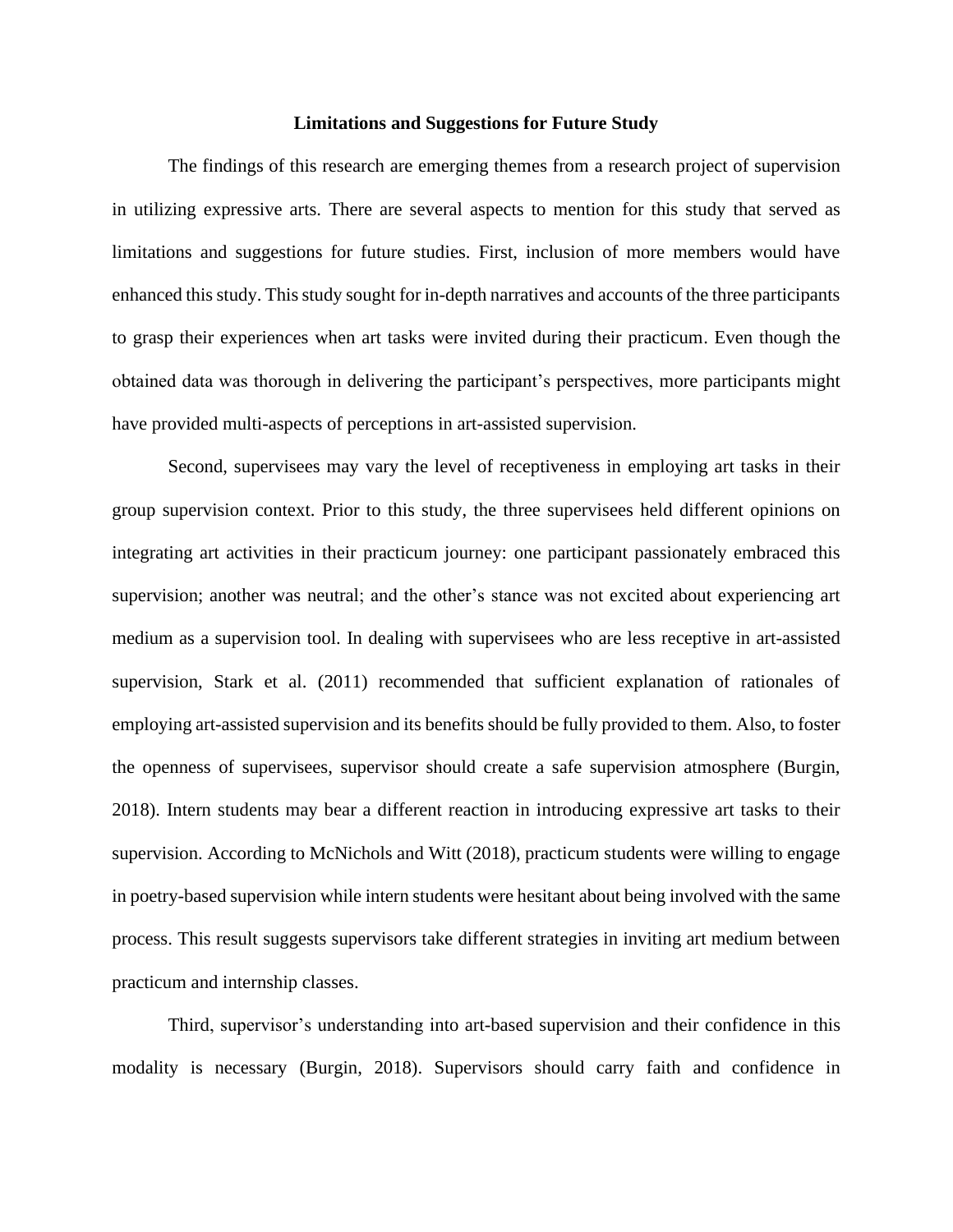## Limitations and Suggestions for Future Study

The findings of this research are emerging themes from a research project of supervision in utilizing expressive arts. There are several aspects to mention for this study that served as limitations and suggestions for future studies. First, inclusion of more members would have enhanced this study. This study sought for in-depth narratives and accounts of the three participants to grasp their experiences when art tasks were invited during their practicum. Even though the obtained data was thorough in delivering the participant's perspectives, more participants might have provided multi-aspects of perceptions in art-assisted supervision.

Second, supervisees may vary the level of receptiveness in employing art tasks in their group supervision context. Prior to this study, the three supervisees held different opinions on integrating art activities in their practicum journey: one participant passionately embraced this supervision; another was neutral; and the other's stance was not excited about experiencing art medium as a supervision tool. In dealing with supervisees who are less receptive in art-assisted supervision, Stark et al. (2011) recommended that sufficient explanation of rationales of employing art-assisted supervision and its benefits should be fully provided to them. Also, to foster the openness of supervisees, supervisor should create a safe supervision atmosphere (Burgin, 2018). Intern students may bear a different reaction in introducing expressive art tasks to their supervision. According to McNichols and Witt (2018), practicum students were willing to engage in poetry-based supervision while intern students were hesitant about being involved with the same process. This result suggests supervisors take different strategies in inviting art medium between practicum and internship classes.

Third, supervisor's understanding into art-based supervision and their confidence in this modality is necessary (Burgin, 2018). Supervisors should carry faith and confidence in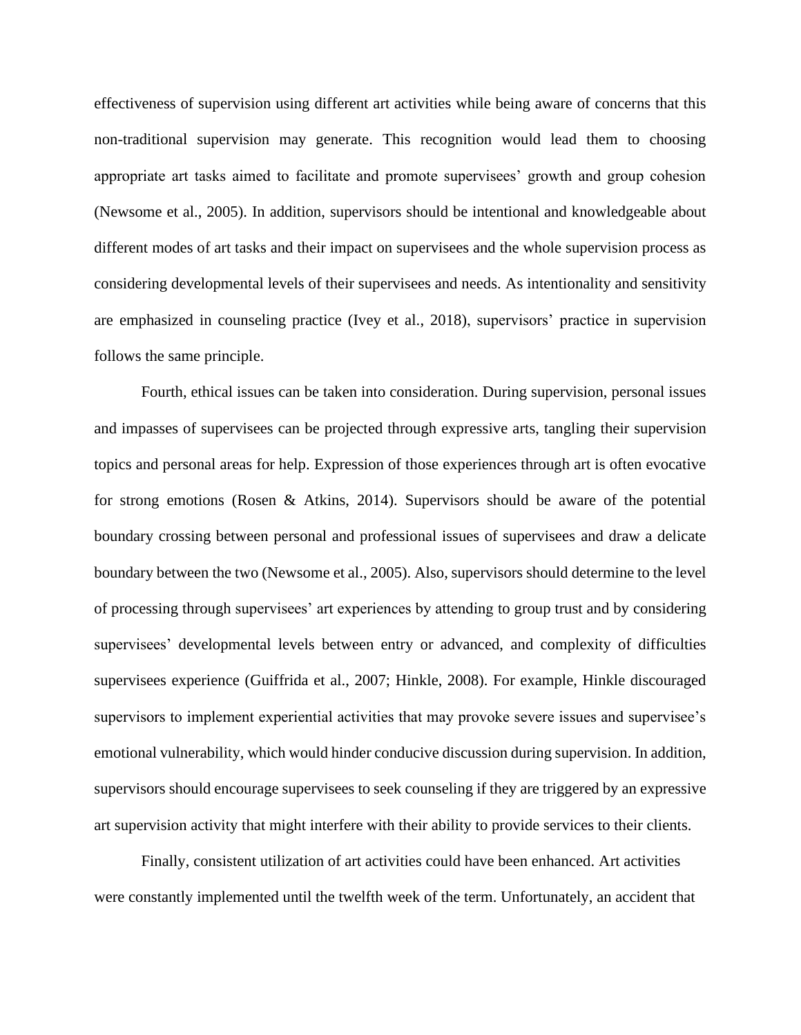effectiveness of supervision using different art activities while being aware of concerns that this non-traditional supervision may generate. This recognition would lead them to choosing appropriate art tasks aimed to facilitate and promote supervisees' growth and group cohesion (Newsome et al., 2005). In addition, supervisors should be intentional and knowledgeable about different modes of art tasks and their impact on supervisees and the whole supervision process as considering developmental levels of their supervisees and needs. As intentionality and sensitivity are emphasized in counseling practice (Ivey et al., 2018), supervisors' practice in supervision follows the same principle.

Fourth, ethical issues can be taken into consideration. During supervision, personal issues and impasses of supervisees can be projected through expressive arts, tangling their supervision topics and personal areas for help. Expression of those experiences through art is often evocative for strong emotions (Rosen & Atkins, 2014). Supervisors should be aware of the potential boundary crossing between personal and professional issues of supervisees and draw a delicate boundary between the two (Newsome et al., 2005). Also, supervisors should determine to the level of processing through supervisees' art experiences by attending to group trust and by considering supervisees' developmental levels between entry or advanced, and complexity of difficulties supervisees experience (Guiffrida et al., 2007; Hinkle, 2008). For example, Hinkle discouraged supervisors to implement experiential activities that may provoke severe issues and supervisee's emotional vulnerability, which would hinder conducive discussion during supervision. In addition, supervisors should encourage supervisees to seek counseling if they are triggered by an expressive art supervision activity that might interfere with their ability to provide services to their clients.

Finally, consistent utilization of art activities could have been enhanced. Art activities were constantly implemented until the twelfth week of the term. Unfortunately, an accident that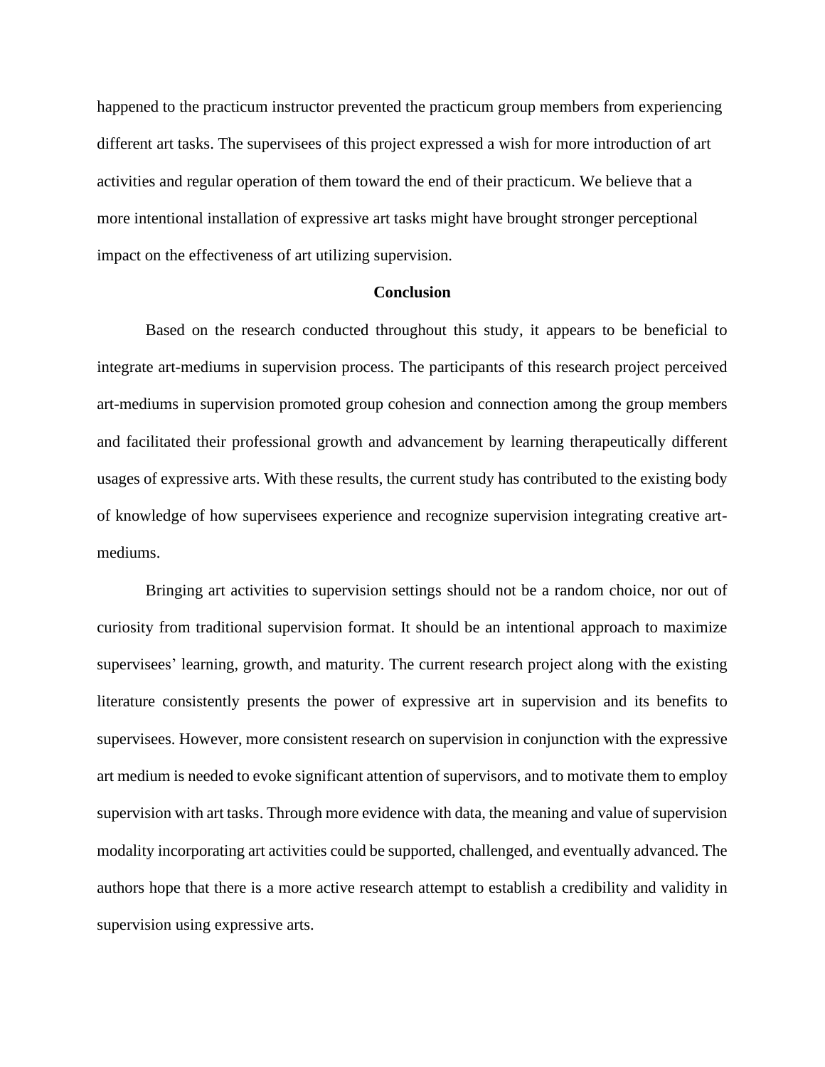happened to the practicum instructor prevented the practicum group members from experiencing different art tasks. The supervisees of this project expressed a wish for more introduction of art activities and regular operation of them toward the end of their practicum. We believe that a more intentional installation of expressive art tasks might have brought stronger perceptional impact on the effectiveness of art utilizing supervision.

## Conclusion

Based on the research conducted throughout this study, it appears to be beneficial to integrate art-mediums in supervision process. The participants of this research project perceived art-mediums in supervision promoted group cohesion and connection among the group members and facilitated their professional growth and advancement by learning therapeutically different usages of expressive arts. With these results, the current study has contributed to the existing body of knowledge of how supervisees experience and recognize supervision integrating creative art-mediums.

Bringing art activities to supervision settings should not be a random choice, nor out of curiosity from traditional supervision format. It should be an intentional approach to maximize supervisees' learning, growth, and maturity. The current research project along with the existing literature consistently presents the power of expressive art in supervision and its benefits to supervisees. However, more consistent research on supervision in conjunction with the expressive art medium is needed to evoke significant attention of supervisors, and to motivate them to employ supervision with art tasks. Through more evidence with data, the meaning and value of supervision modality incorporating art activities could be supported, challenged, and eventually advanced. The authors hope that there is a more active research attempt to establish a credibility and validity in supervision using expressive arts.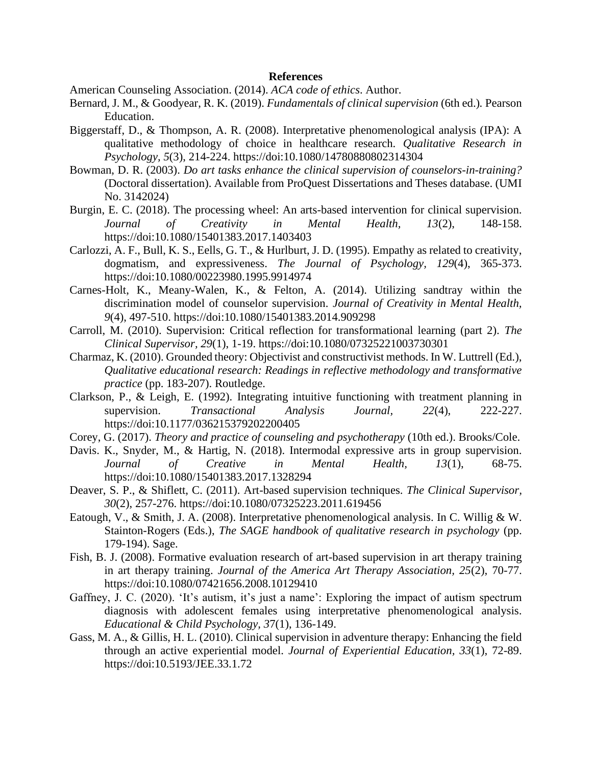**References**

American Counseling Association. (2014). *ACA code of ethics*. Author.

Bernard, J. M., & Goodyear, R. K. (2019). *Fundamentals of clinical supervision* (6th ed.). Pearson Education.

Biggerstaff, D., & Thompson, A. R. (2008). Interpretative phenomenological analysis (IPA): A qualitative methodology of choice in healthcare research. *Qualitative Research in Psychology, 5*(3), 214-224. https://doi:10.1080/14780880802314304

Bowman, D. R. (2003). *Do art tasks enhance the clinical supervision of counselors-in-training?* (Doctoral dissertation). Available from ProQuest Dissertations and Theses database. (UMI No. 3142024)

Burgin, E. C. (2018). The processing wheel: An arts-based intervention for clinical supervision. *Journal of Creativity in Mental Health, 13*(2), 148-158. https://doi:10.1080/15401383.2017.1403403

Carlozzi, A. F., Bull, K. S., Eells, G. T., & Hurlburt, J. D. (1995). Empathy as related to creativity, dogmatism, and expressiveness. *The Journal of Psychology, 129*(4), 365-373. https://doi:10.1080/00223980.1995.9914974

Carnes-Holt, K., Meany-Walen, K., & Felton, A. (2014). Utilizing sandtray within the discrimination model of counselor supervision. *Journal of Creativity in Mental Health, 9*(4), 497-510. https://doi:10.1080/15401383.2014.909298

Carroll, M. (2010). Supervision: Critical reflection for transformational learning (part 2). *The Clinical Supervisor, 29*(1), 1-19. https://doi:10.1080/07325221003730301

Charmaz, K. (2010). Grounded theory: Objectivist and constructivist methods. In W. Luttrell (Ed.), *Qualitative educational research: Readings in reflective methodology and transformative practice* (pp. 183-207). Routledge.

Clarkson, P., & Leigh, E. (1992). Integrating intuitive functioning with treatment planning in supervision. *Transactional Analysis Journal, 22*(4), 222-227. https://doi:10.1177/036215379202200405

Corey, G. (2017). *Theory and practice of counseling and psychotherapy* (10th ed.). Brooks/Cole.

Davis. K., Snyder, M., & Hartig, N. (2018). Intermodal expressive arts in group supervision. *Journal of Creative in Mental Health, 13*(1), 68-75. https://doi:10.1080/15401383.2017.1328294

Deaver, S. P., & Shiflett, C. (2011). Art-based supervision techniques. *The Clinical Supervisor, 30*(2), 257-276. https://doi:10.1080/07325223.2011.619456

Eatough, V., & Smith, J. A. (2008). Interpretative phenomenological analysis. In C. Willig & W. Stainton-Rogers (Eds.), *The SAGE handbook of qualitative research in psychology* (pp. 179-194). Sage.

Fish, B. J. (2008). Formative evaluation research of art-based supervision in art therapy training in art therapy training. *Journal of the America Art Therapy Association, 25*(2), 70-77. https://doi:10.1080/07421656.2008.10129410

Gaffney, J. C. (2020). 'It's autism, it's just a name': Exploring the impact of autism spectrum diagnosis with adolescent females using interpretative phenomenological analysis. *Educational & Child Psychology, 37*(1), 136-149.

Gass, M. A., & Gillis, H. L. (2010). Clinical supervision in adventure therapy: Enhancing the field through an active experiential model. *Journal of Experiential Education, 33*(1), 72-89. https://doi:10.5193/JEE.33.1.72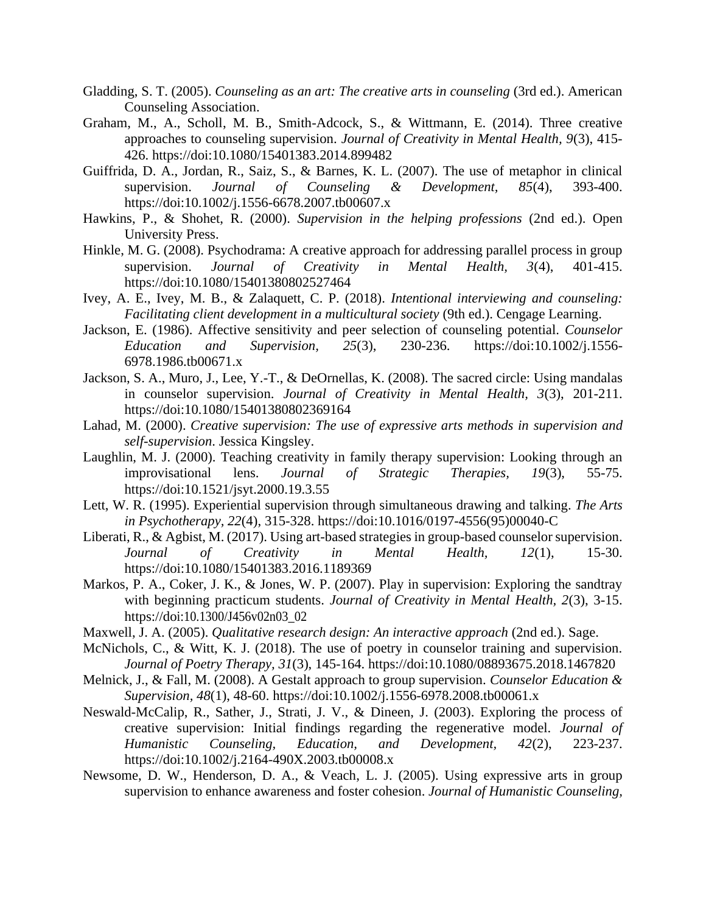Gladding, S. T. (2005). *Counseling as an art: The creative arts in counseling* (3rd ed.). American Counseling Association.

Graham, M., A., Scholl, M. B., Smith-Adcock, S., & Wittmann, E. (2014). Three creative approaches to counseling supervision. *Journal of Creativity in Mental Health, 9*(3), 415-426. https://doi:10.1080/15401383.2014.899482

Guiffrida, D. A., Jordan, R., Saiz, S., & Barnes, K. L. (2007). The use of metaphor in clinical supervision. *Journal of Counseling & Development, 85*(4), 393-400. https://doi:10.1002/j.1556-6678.2007.tb00607.x

Hawkins, P., & Shohet, R. (2000). *Supervision in the helping professions* (2nd ed.). Open University Press.

Hinkle, M. G. (2008). Psychodrama: A creative approach for addressing parallel process in group supervision. *Journal of Creativity in Mental Health, 3*(4), 401-415. https://doi:10.1080/15401380802527464

Ivey, A. E., Ivey, M. B., & Zalaquett, C. P. (2018). *Intentional interviewing and counseling: Facilitating client development in a multicultural society* (9th ed.). Cengage Learning.

Jackson, E. (1986). Affective sensitivity and peer selection of counseling potential. *Counselor Education and Supervision, 25*(3), 230-236. https://doi:10.1002/j.1556-6978.1986.tb00671.x

Jackson, S. A., Muro, J., Lee, Y.-T., & DeOrnellas, K. (2008). The sacred circle: Using mandalas in counselor supervision. *Journal of Creativity in Mental Health, 3*(3), 201-211. https://doi:10.1080/15401380802369164

Lahad, M. (2000). *Creative supervision: The use of expressive arts methods in supervision and self-supervision*. Jessica Kingsley.

Laughlin, M. J. (2000). Teaching creativity in family therapy supervision: Looking through an improvisational lens. *Journal of Strategic Therapies, 19*(3), 55-75. https://doi:10.1521/jsyt.2000.19.3.55

Lett, W. R. (1995). Experiential supervision through simultaneous drawing and talking. *The Arts in Psychotherapy, 22*(4), 315-328. https://doi:10.1016/0197-4556(95)00040-C

Liberati, R., & Agbist, M. (2017). Using art-based strategies in group-based counselor supervision. *Journal of Creativity in Mental Health, 12*(1), 15-30. https://doi:10.1080/15401383.2016.1189369

Markos, P. A., Coker, J. K., & Jones, W. P. (2007). Play in supervision: Exploring the sandtray with beginning practicum students. *Journal of Creativity in Mental Health, 2*(3), 3-15. https://doi:10.1300/J456v02n03_02

Maxwell, J. A. (2005). *Qualitative research design: An interactive approach* (2nd ed.). Sage.

McNichols, C., & Witt, K. J. (2018). The use of poetry in counselor training and supervision. *Journal of Poetry Therapy, 31*(3), 145-164. https://doi:10.1080/08893675.2018.1467820

Melnick, J., & Fall, M. (2008). A Gestalt approach to group supervision. *Counselor Education & Supervision, 48*(1), 48-60. https://doi:10.1002/j.1556-6978.2008.tb00061.x

Neswald-McCalip, R., Sather, J., Strati, J. V., & Dineen, J. (2003). Exploring the process of creative supervision: Initial findings regarding the regenerative model. *Journal of Humanistic Counseling, Education, and Development, 42*(2), 223-237. https://doi:10.1002/j.2164-490X.2003.tb00008.x

Newsome, D. W., Henderson, D. A., & Veach, L. J. (2005). Using expressive arts in group supervision to enhance awareness and foster cohesion. *Journal of Humanistic Counseling,*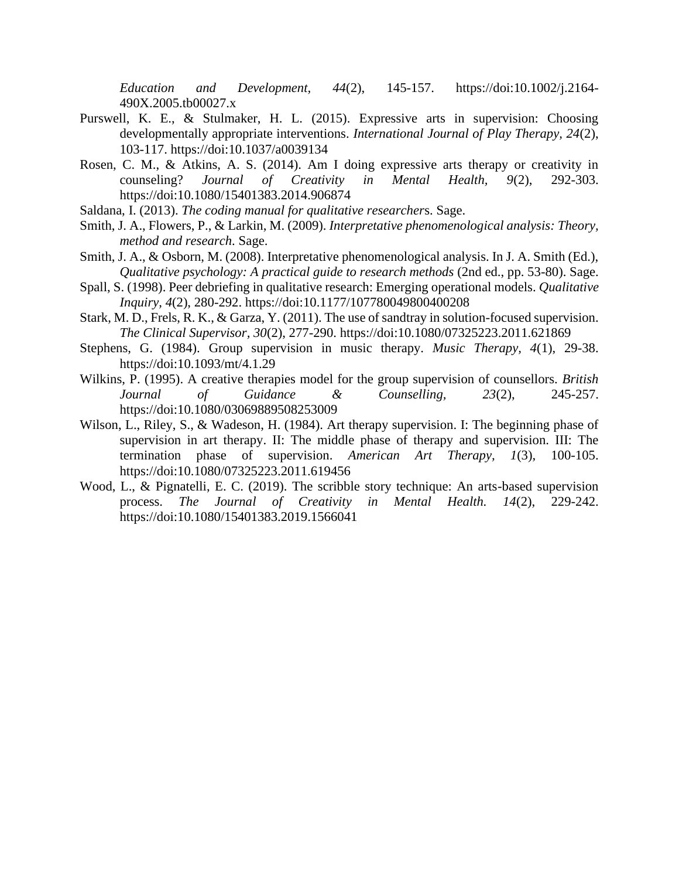*Education and Development*, *44*(2), 145-157. https://doi:10.1002/j.2164-490X.2005.tb00027.x

Purswell, K. E., & Stulmaker, H. L. (2015). Expressive arts in supervision: Choosing developmentally appropriate interventions. *International Journal of Play Therapy, 24*(2), 103-117. https://doi:10.1037/a0039134

Rosen, C. M., & Atkins, A. S. (2014). Am I doing expressive arts therapy or creativity in counseling? *Journal of Creativity in Mental Health, 9*(2), 292-303. https://doi:10.1080/15401383.2014.906874

Saldana, I. (2013). *The coding manual for qualitative researcher*s. Sage.

Smith, J. A., Flowers, P., & Larkin, M. (2009). *Interpretative phenomenological analysis: Theory, method and research*. Sage.

Smith, J. A., & Osborn, M. (2008). Interpretative phenomenological analysis. In J. A. Smith (Ed.), *Qualitative psychology: A practical guide to research methods* (2nd ed., pp. 53-80). Sage.

Spall, S. (1998). Peer debriefing in qualitative research: Emerging operational models. *Qualitative Inquiry, 4*(2), 280-292. https://doi:10.1177/107780049800400208

Stark, M. D., Frels, R. K., & Garza, Y. (2011). The use of sandtray in solution-focused supervision. *The Clinical Supervisor, 30*(2), 277-290. https://doi:10.1080/07325223.2011.621869

Stephens, G. (1984). Group supervision in music therapy. *Music Therapy, 4*(1), 29-38. https://doi:10.1093/mt/4.1.29

Wilkins, P. (1995). A creative therapies model for the group supervision of counsellors. *British Journal of Guidance & Counselling, 23*(2), 245-257. https://doi:10.1080/03069889508253009

Wilson, L., Riley, S., & Wadeson, H. (1984). Art therapy supervision. I: The beginning phase of supervision in art therapy. II: The middle phase of therapy and supervision. III: The termination phase of supervision. *American Art Therapy, 1*(3), 100-105. https://doi:10.1080/07325223.2011.619456

Wood, L., & Pignatelli, E. C. (2019). The scribble story technique: An arts-based supervision process. *The Journal of Creativity in Mental Health. 14*(2), 229-242. https://doi:10.1080/15401383.2019.1566041